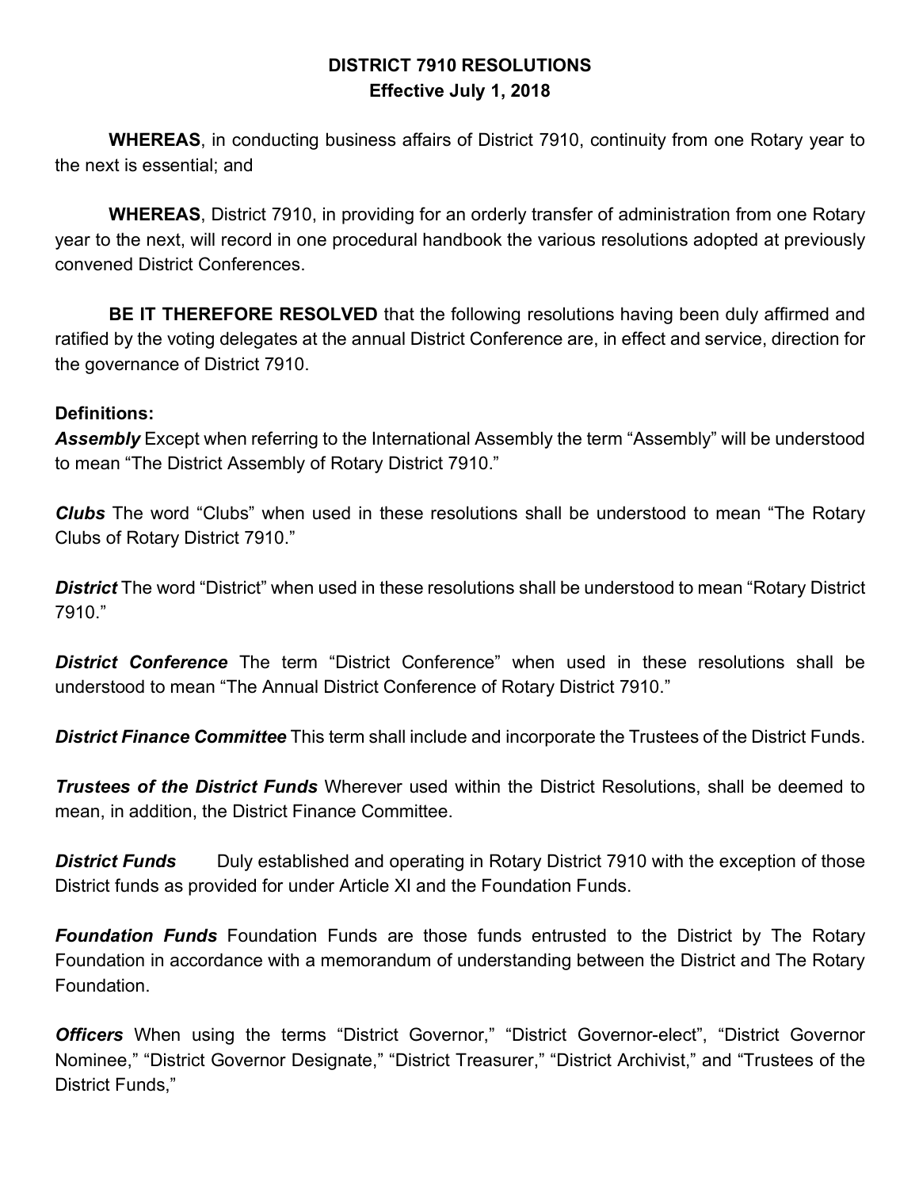# DISTRICT 7910 RESOLUTIONS
## Effective July 1, 2018

**WHEREAS**, in conducting business affairs of District 7910, continuity from one Rotary year to the next is essential; and

**WHEREAS**, District 7910, in providing for an orderly transfer of administration from one Rotary year to the next, will record in one procedural handbook the various resolutions adopted at previously convened District Conferences.

**BE IT THEREFORE RESOLVED** that the following resolutions having been duly affirmed and ratified by the voting delegates at the annual District Conference are, in effect and service, direction for the governance of District 7910.

**Definitions:**

***Assembly*** Except when referring to the International Assembly the term "Assembly" will be understood to mean "The District Assembly of Rotary District 7910."

***Clubs*** The word "Clubs" when used in these resolutions shall be understood to mean "The Rotary Clubs of Rotary District 7910."

***District*** The word "District" when used in these resolutions shall be understood to mean "Rotary District 7910."

***District Conference*** The term "District Conference" when used in these resolutions shall be understood to mean "The Annual District Conference of Rotary District 7910."

***District Finance Committee*** This term shall include and incorporate the Trustees of the District Funds.

***Trustees of the District Funds*** Wherever used within the District Resolutions, shall be deemed to mean, in addition, the District Finance Committee.

***District Funds*** Duly established and operating in Rotary District 7910 with the exception of those District funds as provided for under Article XI and the Foundation Funds.

***Foundation Funds*** Foundation Funds are those funds entrusted to the District by The Rotary Foundation in accordance with a memorandum of understanding between the District and The Rotary Foundation.

***Officers*** When using the terms "District Governor," "District Governor-elect", "District Governor Nominee," "District Governor Designate," "District Treasurer," "District Archivist," and "Trustees of the District Funds,"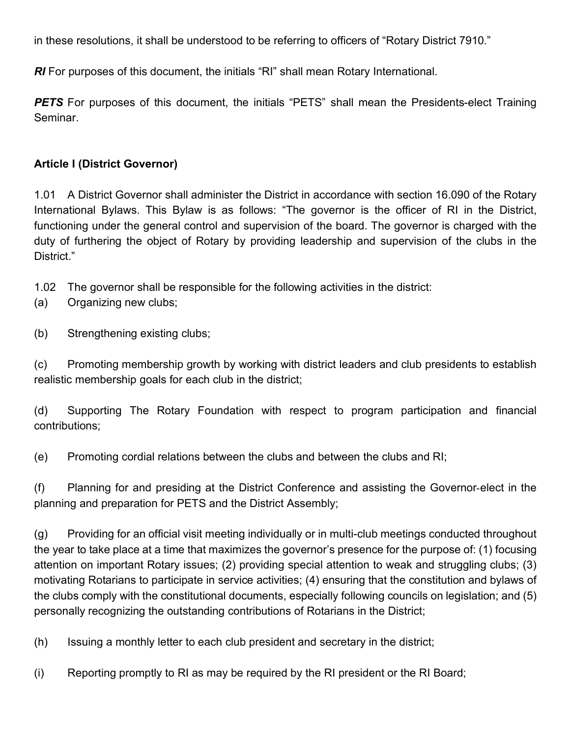in these resolutions, it shall be understood to be referring to officers of "Rotary District 7910."

***RI*** For purposes of this document, the initials "RI" shall mean Rotary International.

***PETS*** For purposes of this document, the initials "PETS" shall mean the Presidents-elect Training Seminar.

**Article I (District Governor)**

1.01 A District Governor shall administer the District in accordance with section 16.090 of the Rotary International Bylaws. This Bylaw is as follows: "The governor is the officer of RI in the District, functioning under the general control and supervision of the board. The governor is charged with the duty of furthering the object of Rotary by providing leadership and supervision of the clubs in the District."

1.02 The governor shall be responsible for the following activities in the district:

(a) Organizing new clubs;

(b) Strengthening existing clubs;

(c) Promoting membership growth by working with district leaders and club presidents to establish realistic membership goals for each club in the district;

(d) Supporting The Rotary Foundation with respect to program participation and financial contributions;

(e) Promoting cordial relations between the clubs and between the clubs and RI;

(f) Planning for and presiding at the District Conference and assisting the Governor-elect in the planning and preparation for PETS and the District Assembly;

(g) Providing for an official visit meeting individually or in multi-club meetings conducted throughout the year to take place at a time that maximizes the governor's presence for the purpose of: (1) focusing attention on important Rotary issues; (2) providing special attention to weak and struggling clubs; (3) motivating Rotarians to participate in service activities; (4) ensuring that the constitution and bylaws of the clubs comply with the constitutional documents, especially following councils on legislation; and (5) personally recognizing the outstanding contributions of Rotarians in the District;

(h) Issuing a monthly letter to each club president and secretary in the district;

(i) Reporting promptly to RI as may be required by the RI president or the RI Board;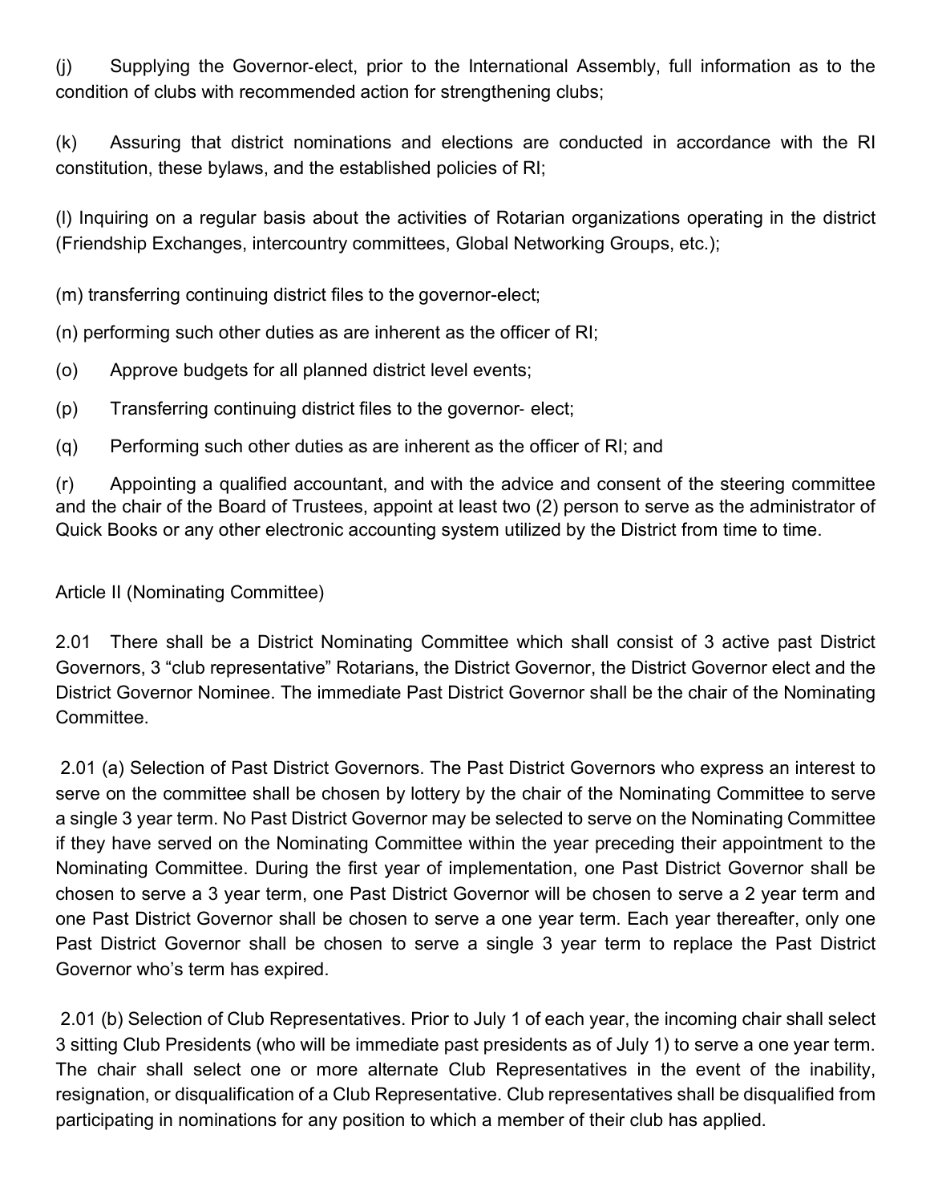(j) Supplying the Governor-elect, prior to the International Assembly, full information as to the condition of clubs with recommended action for strengthening clubs;

(k) Assuring that district nominations and elections are conducted in accordance with the RI constitution, these bylaws, and the established policies of RI;

(l) Inquiring on a regular basis about the activities of Rotarian organizations operating in the district (Friendship Exchanges, intercountry committees, Global Networking Groups, etc.);

(m) transferring continuing district files to the governor-elect;

(n) performing such other duties as are inherent as the officer of RI;

(o) Approve budgets for all planned district level events;

(p) Transferring continuing district files to the governor- elect;

(q) Performing such other duties as are inherent as the officer of RI; and

(r) Appointing a qualified accountant, and with the advice and consent of the steering committee and the chair of the Board of Trustees, appoint at least two (2) person to serve as the administrator of Quick Books or any other electronic accounting system utilized by the District from time to time.

Article II (Nominating Committee)

2.01 There shall be a District Nominating Committee which shall consist of 3 active past District Governors, 3 "club representative" Rotarians, the District Governor, the District Governor elect and the District Governor Nominee. The immediate Past District Governor shall be the chair of the Nominating Committee.

2.01 (a) Selection of Past District Governors. The Past District Governors who express an interest to serve on the committee shall be chosen by lottery by the chair of the Nominating Committee to serve a single 3 year term. No Past District Governor may be selected to serve on the Nominating Committee if they have served on the Nominating Committee within the year preceding their appointment to the Nominating Committee. During the first year of implementation, one Past District Governor shall be chosen to serve a 3 year term, one Past District Governor will be chosen to serve a 2 year term and one Past District Governor shall be chosen to serve a one year term. Each year thereafter, only one Past District Governor shall be chosen to serve a single 3 year term to replace the Past District Governor who's term has expired.

2.01 (b) Selection of Club Representatives. Prior to July 1 of each year, the incoming chair shall select 3 sitting Club Presidents (who will be immediate past presidents as of July 1) to serve a one year term. The chair shall select one or more alternate Club Representatives in the event of the inability, resignation, or disqualification of a Club Representative. Club representatives shall be disqualified from participating in nominations for any position to which a member of their club has applied.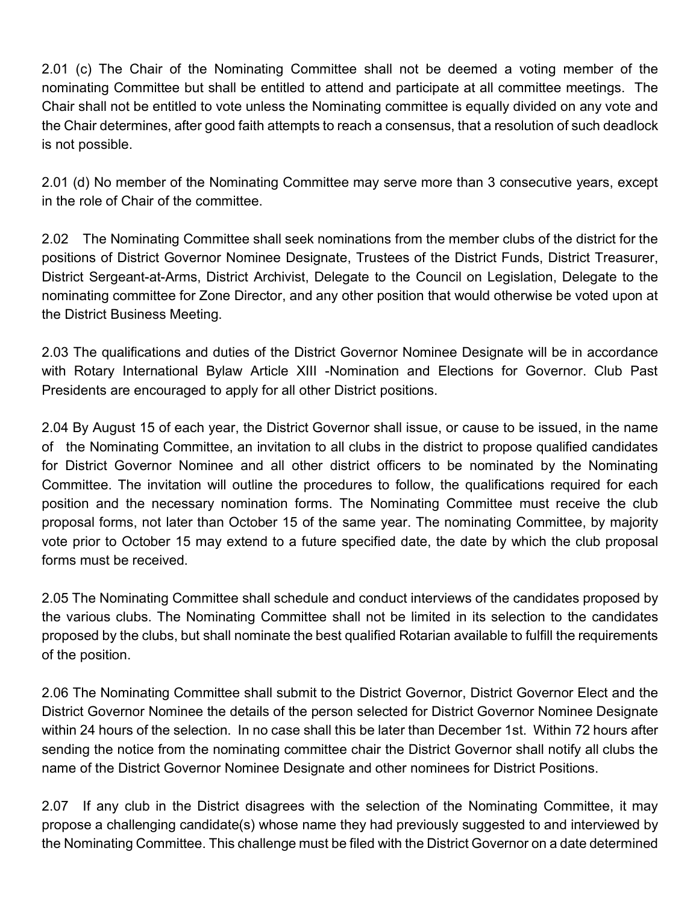2.01 (c) The Chair of the Nominating Committee shall not be deemed a voting member of the nominating Committee but shall be entitled to attend and participate at all committee meetings. The Chair shall not be entitled to vote unless the Nominating committee is equally divided on any vote and the Chair determines, after good faith attempts to reach a consensus, that a resolution of such deadlock is not possible.

2.01 (d) No member of the Nominating Committee may serve more than 3 consecutive years, except in the role of Chair of the committee.

2.02 The Nominating Committee shall seek nominations from the member clubs of the district for the positions of District Governor Nominee Designate, Trustees of the District Funds, District Treasurer, District Sergeant-at-Arms, District Archivist, Delegate to the Council on Legislation, Delegate to the nominating committee for Zone Director, and any other position that would otherwise be voted upon at the District Business Meeting.

2.03 The qualifications and duties of the District Governor Nominee Designate will be in accordance with Rotary International Bylaw Article XIII -Nomination and Elections for Governor. Club Past Presidents are encouraged to apply for all other District positions.

2.04 By August 15 of each year, the District Governor shall issue, or cause to be issued, in the name of the Nominating Committee, an invitation to all clubs in the district to propose qualified candidates for District Governor Nominee and all other district officers to be nominated by the Nominating Committee. The invitation will outline the procedures to follow, the qualifications required for each position and the necessary nomination forms. The Nominating Committee must receive the club proposal forms, not later than October 15 of the same year. The nominating Committee, by majority vote prior to October 15 may extend to a future specified date, the date by which the club proposal forms must be received.

2.05 The Nominating Committee shall schedule and conduct interviews of the candidates proposed by the various clubs. The Nominating Committee shall not be limited in its selection to the candidates proposed by the clubs, but shall nominate the best qualified Rotarian available to fulfill the requirements of the position.

2.06 The Nominating Committee shall submit to the District Governor, District Governor Elect and the District Governor Nominee the details of the person selected for District Governor Nominee Designate within 24 hours of the selection. In no case shall this be later than December 1st. Within 72 hours after sending the notice from the nominating committee chair the District Governor shall notify all clubs the name of the District Governor Nominee Designate and other nominees for District Positions.

2.07 If any club in the District disagrees with the selection of the Nominating Committee, it may propose a challenging candidate(s) whose name they had previously suggested to and interviewed by the Nominating Committee. This challenge must be filed with the District Governor on a date determined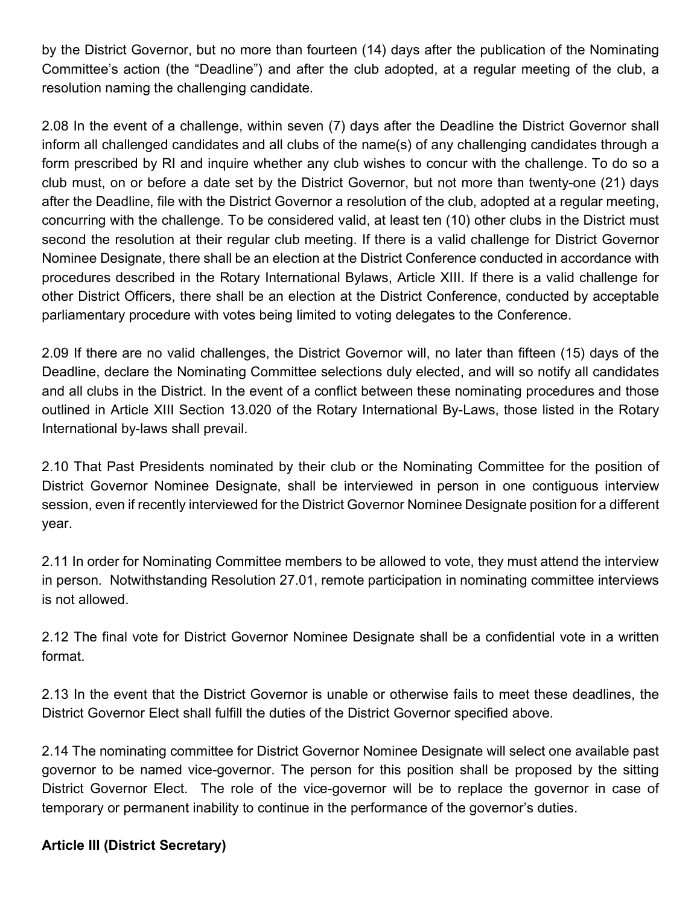by the District Governor, but no more than fourteen (14) days after the publication of the Nominating Committee's action (the "Deadline") and after the club adopted, at a regular meeting of the club, a resolution naming the challenging candidate.

2.08 In the event of a challenge, within seven (7) days after the Deadline the District Governor shall inform all challenged candidates and all clubs of the name(s) of any challenging candidates through a form prescribed by RI and inquire whether any club wishes to concur with the challenge. To do so a club must, on or before a date set by the District Governor, but not more than twenty-one (21) days after the Deadline, file with the District Governor a resolution of the club, adopted at a regular meeting, concurring with the challenge. To be considered valid, at least ten (10) other clubs in the District must second the resolution at their regular club meeting. If there is a valid challenge for District Governor Nominee Designate, there shall be an election at the District Conference conducted in accordance with procedures described in the Rotary International Bylaws, Article XIII. If there is a valid challenge for other District Officers, there shall be an election at the District Conference, conducted by acceptable parliamentary procedure with votes being limited to voting delegates to the Conference.

2.09 If there are no valid challenges, the District Governor will, no later than fifteen (15) days of the Deadline, declare the Nominating Committee selections duly elected, and will so notify all candidates and all clubs in the District. In the event of a conflict between these nominating procedures and those outlined in Article XIII Section 13.020 of the Rotary International By-Laws, those listed in the Rotary International by-laws shall prevail.

2.10 That Past Presidents nominated by their club or the Nominating Committee for the position of District Governor Nominee Designate, shall be interviewed in person in one contiguous interview session, even if recently interviewed for the District Governor Nominee Designate position for a different year.

2.11 In order for Nominating Committee members to be allowed to vote, they must attend the interview in person. Notwithstanding Resolution 27.01, remote participation in nominating committee interviews is not allowed.

2.12 The final vote for District Governor Nominee Designate shall be a confidential vote in a written format.

2.13 In the event that the District Governor is unable or otherwise fails to meet these deadlines, the District Governor Elect shall fulfill the duties of the District Governor specified above.

2.14 The nominating committee for District Governor Nominee Designate will select one available past governor to be named vice-governor. The person for this position shall be proposed by the sitting District Governor Elect. The role of the vice-governor will be to replace the governor in case of temporary or permanent inability to continue in the performance of the governor's duties.

**Article III (District Secretary)**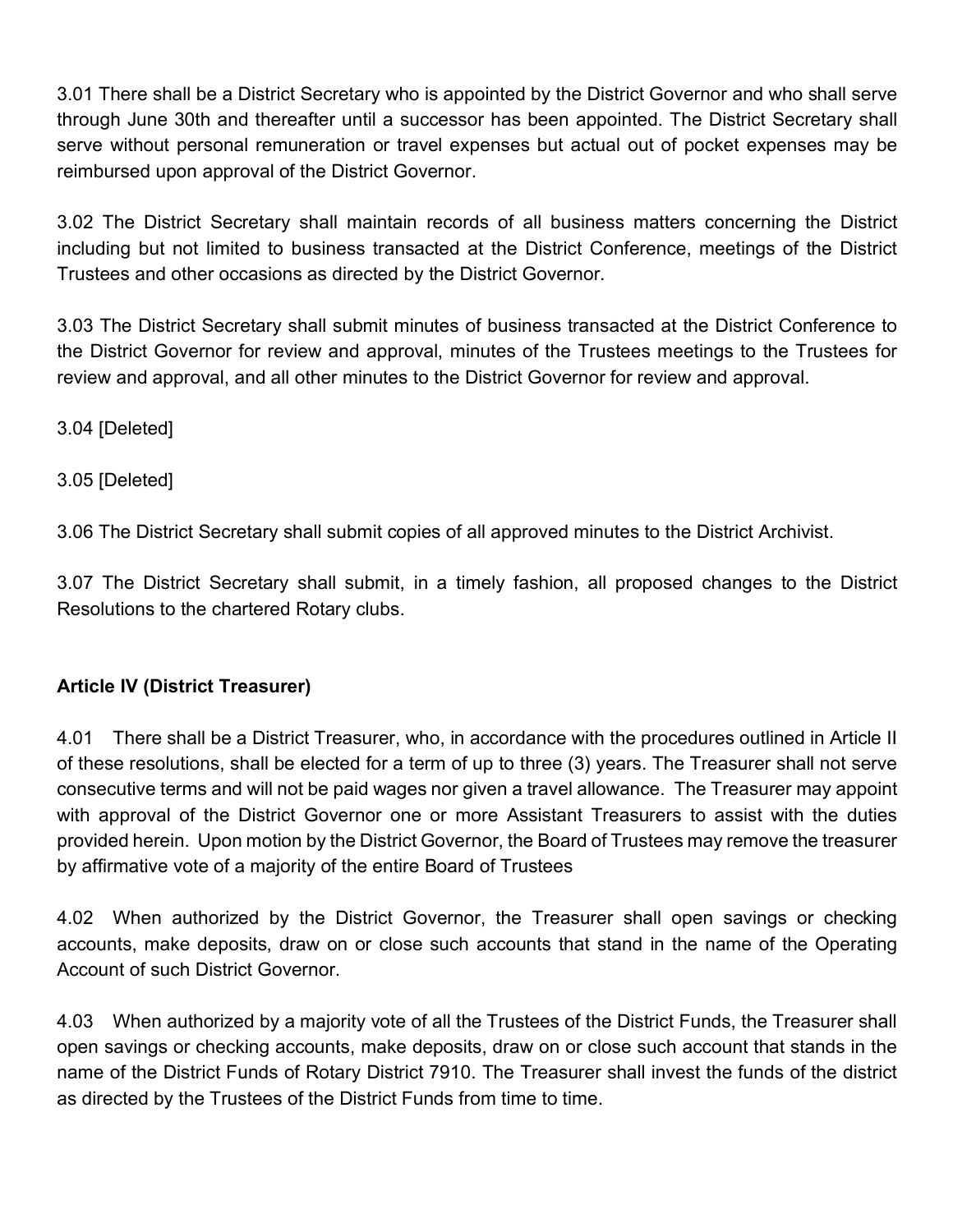3.01 There shall be a District Secretary who is appointed by the District Governor and who shall serve through June 30th and thereafter until a successor has been appointed. The District Secretary shall serve without personal remuneration or travel expenses but actual out of pocket expenses may be reimbursed upon approval of the District Governor.

3.02 The District Secretary shall maintain records of all business matters concerning the District including but not limited to business transacted at the District Conference, meetings of the District Trustees and other occasions as directed by the District Governor.

3.03 The District Secretary shall submit minutes of business transacted at the District Conference to the District Governor for review and approval, minutes of the Trustees meetings to the Trustees for review and approval, and all other minutes to the District Governor for review and approval.

3.04 [Deleted]

3.05 [Deleted]

3.06 The District Secretary shall submit copies of all approved minutes to the District Archivist.

3.07 The District Secretary shall submit, in a timely fashion, all proposed changes to the District Resolutions to the chartered Rotary clubs.

**Article IV (District Treasurer)**

4.01 There shall be a District Treasurer, who, in accordance with the procedures outlined in Article II of these resolutions, shall be elected for a term of up to three (3) years. The Treasurer shall not serve consecutive terms and will not be paid wages nor given a travel allowance. The Treasurer may appoint with approval of the District Governor one or more Assistant Treasurers to assist with the duties provided herein. Upon motion by the District Governor, the Board of Trustees may remove the treasurer by affirmative vote of a majority of the entire Board of Trustees

4.02 When authorized by the District Governor, the Treasurer shall open savings or checking accounts, make deposits, draw on or close such accounts that stand in the name of the Operating Account of such District Governor.

4.03 When authorized by a majority vote of all the Trustees of the District Funds, the Treasurer shall open savings or checking accounts, make deposits, draw on or close such account that stands in the name of the District Funds of Rotary District 7910. The Treasurer shall invest the funds of the district as directed by the Trustees of the District Funds from time to time.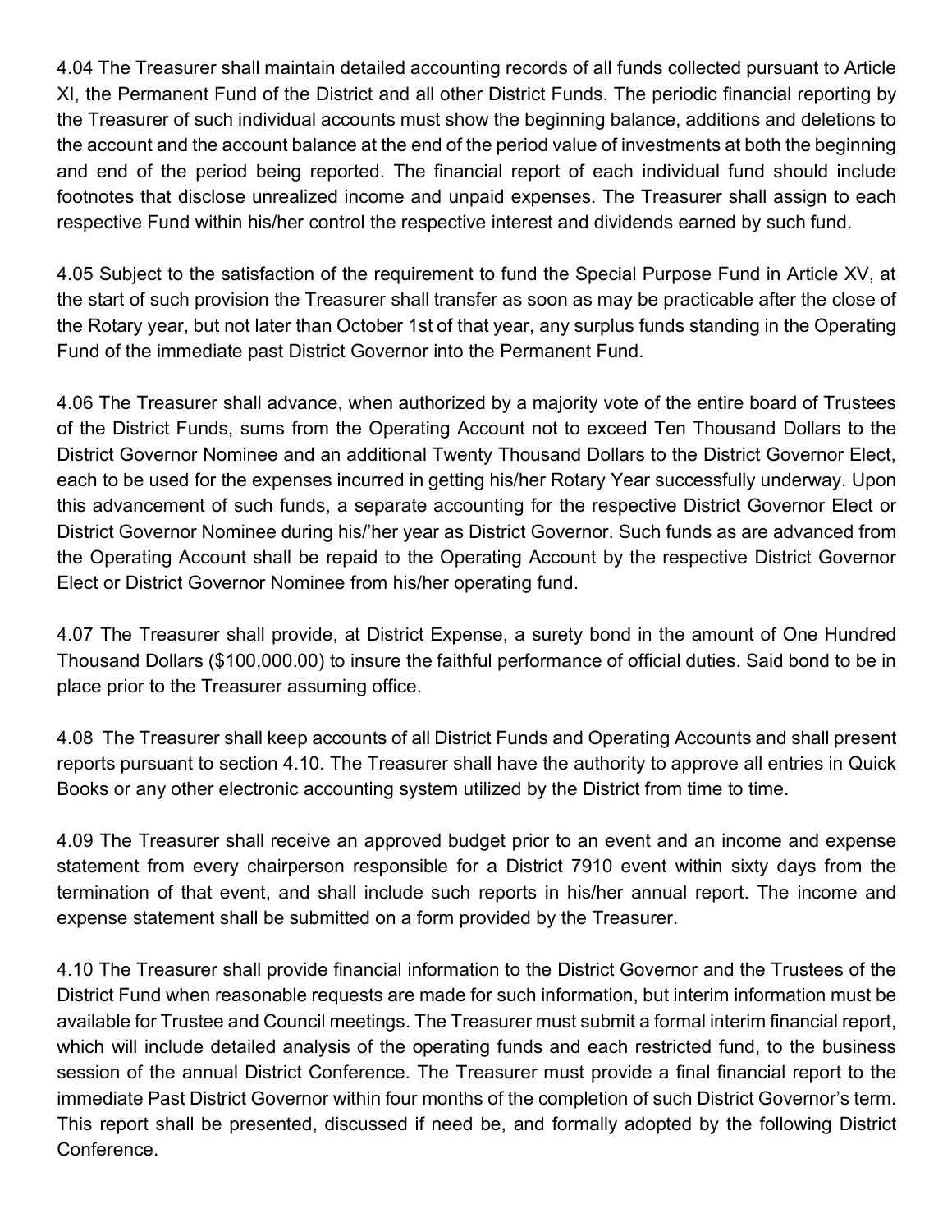4.04 The Treasurer shall maintain detailed accounting records of all funds collected pursuant to Article XI, the Permanent Fund of the District and all other District Funds. The periodic financial reporting by the Treasurer of such individual accounts must show the beginning balance, additions and deletions to the account and the account balance at the end of the period value of investments at both the beginning and end of the period being reported. The financial report of each individual fund should include footnotes that disclose unrealized income and unpaid expenses. The Treasurer shall assign to each respective Fund within his/her control the respective interest and dividends earned by such fund.

4.05 Subject to the satisfaction of the requirement to fund the Special Purpose Fund in Article XV, at the start of such provision the Treasurer shall transfer as soon as may be practicable after the close of the Rotary year, but not later than October 1st of that year, any surplus funds standing in the Operating Fund of the immediate past District Governor into the Permanent Fund.

4.06 The Treasurer shall advance, when authorized by a majority vote of the entire board of Trustees of the District Funds, sums from the Operating Account not to exceed Ten Thousand Dollars to the District Governor Nominee and an additional Twenty Thousand Dollars to the District Governor Elect, each to be used for the expenses incurred in getting his/her Rotary Year successfully underway. Upon this advancement of such funds, a separate accounting for the respective District Governor Elect or District Governor Nominee during his/'her year as District Governor. Such funds as are advanced from the Operating Account shall be repaid to the Operating Account by the respective District Governor Elect or District Governor Nominee from his/her operating fund.

4.07 The Treasurer shall provide, at District Expense, a surety bond in the amount of One Hundred Thousand Dollars ($100,000.00) to insure the faithful performance of official duties. Said bond to be in place prior to the Treasurer assuming office.

4.08 The Treasurer shall keep accounts of all District Funds and Operating Accounts and shall present reports pursuant to section 4.10. The Treasurer shall have the authority to approve all entries in Quick Books or any other electronic accounting system utilized by the District from time to time.

4.09 The Treasurer shall receive an approved budget prior to an event and an income and expense statement from every chairperson responsible for a District 7910 event within sixty days from the termination of that event, and shall include such reports in his/her annual report. The income and expense statement shall be submitted on a form provided by the Treasurer.

4.10 The Treasurer shall provide financial information to the District Governor and the Trustees of the District Fund when reasonable requests are made for such information, but interim information must be available for Trustee and Council meetings. The Treasurer must submit a formal interim financial report, which will include detailed analysis of the operating funds and each restricted fund, to the business session of the annual District Conference. The Treasurer must provide a final financial report to the immediate Past District Governor within four months of the completion of such District Governor's term. This report shall be presented, discussed if need be, and formally adopted by the following District Conference.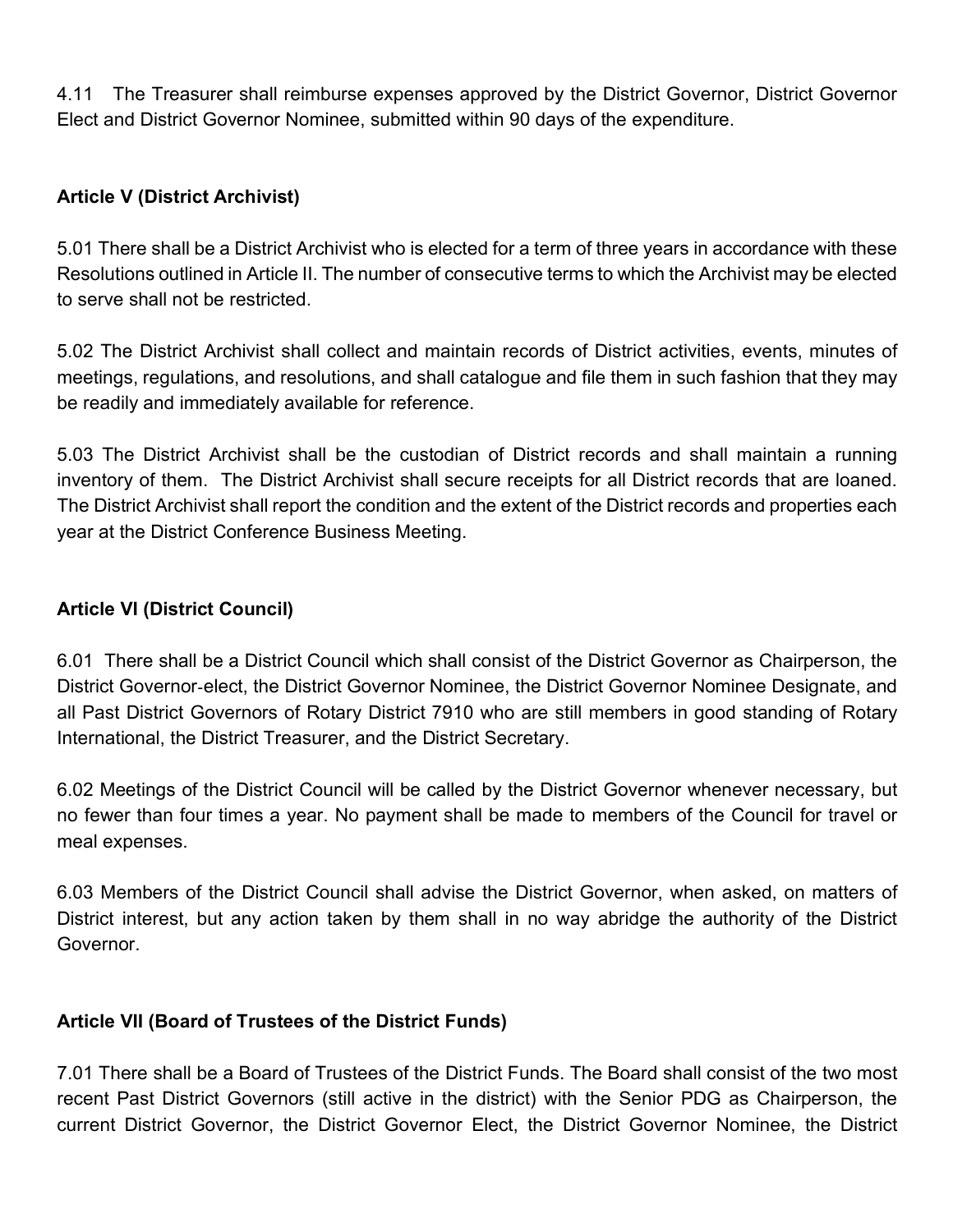4.11 The Treasurer shall reimburse expenses approved by the District Governor, District Governor Elect and District Governor Nominee, submitted within 90 days of the expenditure.

### Article V (District Archivist)

5.01 There shall be a District Archivist who is elected for a term of three years in accordance with these Resolutions outlined in Article II. The number of consecutive terms to which the Archivist may be elected to serve shall not be restricted.

5.02 The District Archivist shall collect and maintain records of District activities, events, minutes of meetings, regulations, and resolutions, and shall catalogue and file them in such fashion that they may be readily and immediately available for reference.

5.03 The District Archivist shall be the custodian of District records and shall maintain a running inventory of them. The District Archivist shall secure receipts for all District records that are loaned. The District Archivist shall report the condition and the extent of the District records and properties each year at the District Conference Business Meeting.

### Article VI (District Council)

6.01 There shall be a District Council which shall consist of the District Governor as Chairperson, the District Governor-elect, the District Governor Nominee, the District Governor Nominee Designate, and all Past District Governors of Rotary District 7910 who are still members in good standing of Rotary International, the District Treasurer, and the District Secretary.

6.02 Meetings of the District Council will be called by the District Governor whenever necessary, but no fewer than four times a year. No payment shall be made to members of the Council for travel or meal expenses.

6.03 Members of the District Council shall advise the District Governor, when asked, on matters of District interest, but any action taken by them shall in no way abridge the authority of the District Governor.

### Article VII (Board of Trustees of the District Funds)

7.01 There shall be a Board of Trustees of the District Funds. The Board shall consist of the two most recent Past District Governors (still active in the district) with the Senior PDG as Chairperson, the current District Governor, the District Governor Elect, the District Governor Nominee, the District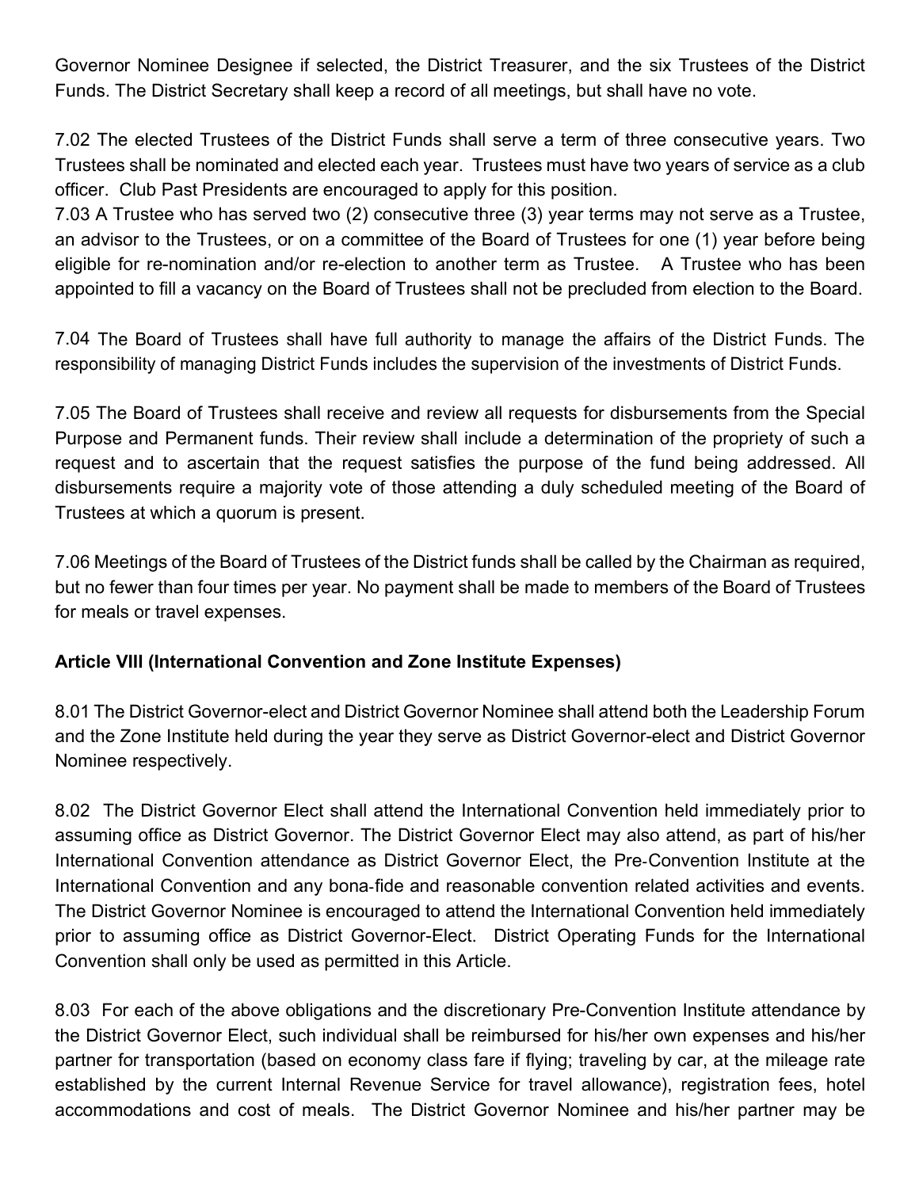Governor Nominee Designee if selected, the District Treasurer, and the six Trustees of the District Funds. The District Secretary shall keep a record of all meetings, but shall have no vote.

7.02 The elected Trustees of the District Funds shall serve a term of three consecutive years. Two Trustees shall be nominated and elected each year. Trustees must have two years of service as a club officer. Club Past Presidents are encouraged to apply for this position.

7.03 A Trustee who has served two (2) consecutive three (3) year terms may not serve as a Trustee, an advisor to the Trustees, or on a committee of the Board of Trustees for one (1) year before being eligible for re-nomination and/or re-election to another term as Trustee. A Trustee who has been appointed to fill a vacancy on the Board of Trustees shall not be precluded from election to the Board.

7.04 The Board of Trustees shall have full authority to manage the affairs of the District Funds. The responsibility of managing District Funds includes the supervision of the investments of District Funds.

7.05 The Board of Trustees shall receive and review all requests for disbursements from the Special Purpose and Permanent funds. Their review shall include a determination of the propriety of such a request and to ascertain that the request satisfies the purpose of the fund being addressed. All disbursements require a majority vote of those attending a duly scheduled meeting of the Board of Trustees at which a quorum is present.

7.06 Meetings of the Board of Trustees of the District funds shall be called by the Chairman as required, but no fewer than four times per year. No payment shall be made to members of the Board of Trustees for meals or travel expenses.

**Article VIII (International Convention and Zone Institute Expenses)**

8.01 The District Governor-elect and District Governor Nominee shall attend both the Leadership Forum and the Zone Institute held during the year they serve as District Governor-elect and District Governor Nominee respectively.

8.02 The District Governor Elect shall attend the International Convention held immediately prior to assuming office as District Governor. The District Governor Elect may also attend, as part of his/her International Convention attendance as District Governor Elect, the Pre-Convention Institute at the International Convention and any bona-fide and reasonable convention related activities and events. The District Governor Nominee is encouraged to attend the International Convention held immediately prior to assuming office as District Governor-Elect. District Operating Funds for the International Convention shall only be used as permitted in this Article.

8.03 For each of the above obligations and the discretionary Pre-Convention Institute attendance by the District Governor Elect, such individual shall be reimbursed for his/her own expenses and his/her partner for transportation (based on economy class fare if flying; traveling by car, at the mileage rate established by the current Internal Revenue Service for travel allowance), registration fees, hotel accommodations and cost of meals. The District Governor Nominee and his/her partner may be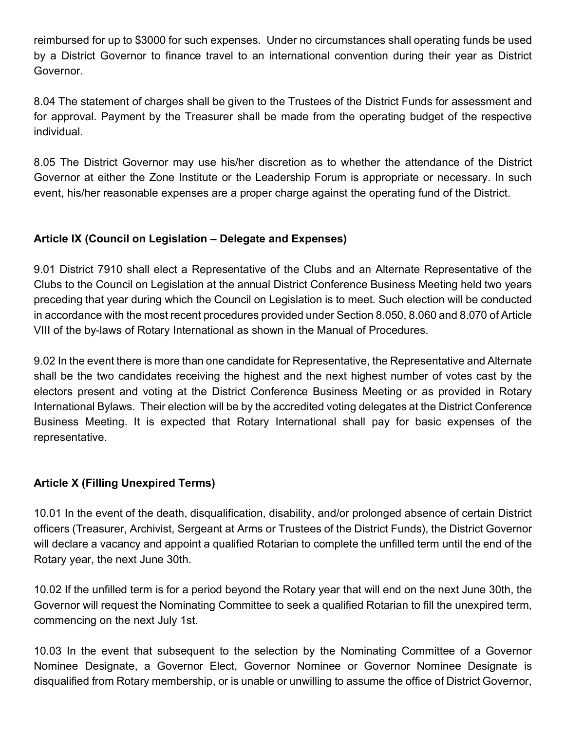reimbursed for up to $3000 for such expenses. Under no circumstances shall operating funds be used by a District Governor to finance travel to an international convention during their year as District Governor.

8.04 The statement of charges shall be given to the Trustees of the District Funds for assessment and for approval. Payment by the Treasurer shall be made from the operating budget of the respective individual.

8.05 The District Governor may use his/her discretion as to whether the attendance of the District Governor at either the Zone Institute or the Leadership Forum is appropriate or necessary. In such event, his/her reasonable expenses are a proper charge against the operating fund of the District.

**Article IX (Council on Legislation – Delegate and Expenses)**

9.01 District 7910 shall elect a Representative of the Clubs and an Alternate Representative of the Clubs to the Council on Legislation at the annual District Conference Business Meeting held two years preceding that year during which the Council on Legislation is to meet. Such election will be conducted in accordance with the most recent procedures provided under Section 8.050, 8.060 and 8.070 of Article VIII of the by-laws of Rotary International as shown in the Manual of Procedures.

9.02 In the event there is more than one candidate for Representative, the Representative and Alternate shall be the two candidates receiving the highest and the next highest number of votes cast by the electors present and voting at the District Conference Business Meeting or as provided in Rotary International Bylaws. Their election will be by the accredited voting delegates at the District Conference Business Meeting. It is expected that Rotary International shall pay for basic expenses of the representative.

**Article X (Filling Unexpired Terms)**

10.01 In the event of the death, disqualification, disability, and/or prolonged absence of certain District officers (Treasurer, Archivist, Sergeant at Arms or Trustees of the District Funds), the District Governor will declare a vacancy and appoint a qualified Rotarian to complete the unfilled term until the end of the Rotary year, the next June 30th.

10.02 If the unfilled term is for a period beyond the Rotary year that will end on the next June 30th, the Governor will request the Nominating Committee to seek a qualified Rotarian to fill the unexpired term, commencing on the next July 1st.

10.03 In the event that subsequent to the selection by the Nominating Committee of a Governor Nominee Designate, a Governor Elect, Governor Nominee or Governor Nominee Designate is disqualified from Rotary membership, or is unable or unwilling to assume the office of District Governor,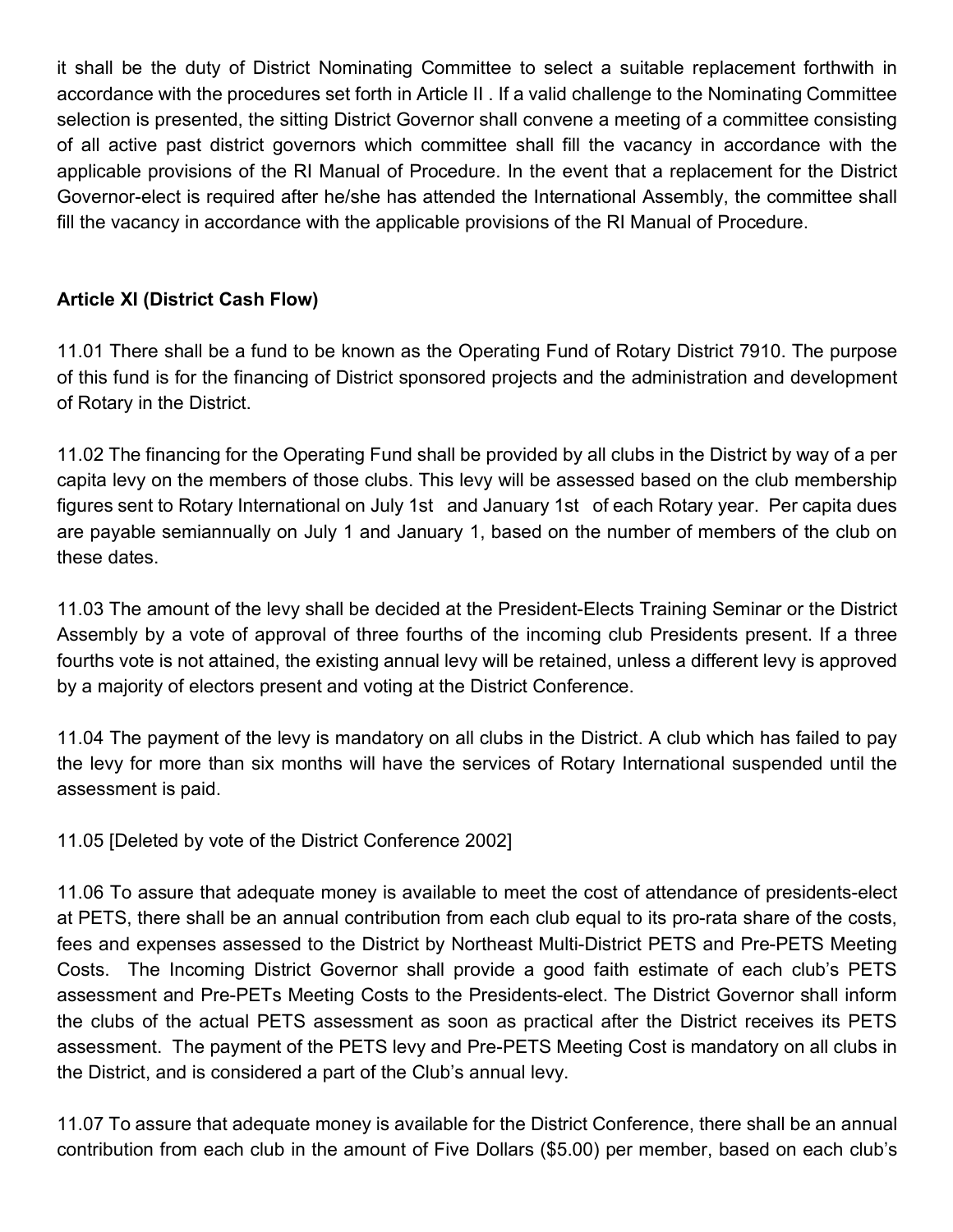it shall be the duty of District Nominating Committee to select a suitable replacement forthwith in accordance with the procedures set forth in Article II . If a valid challenge to the Nominating Committee selection is presented, the sitting District Governor shall convene a meeting of a committee consisting of all active past district governors which committee shall fill the vacancy in accordance with the applicable provisions of the RI Manual of Procedure. In the event that a replacement for the District Governor-elect is required after he/she has attended the International Assembly, the committee shall fill the vacancy in accordance with the applicable provisions of the RI Manual of Procedure.

**Article XI (District Cash Flow)**

11.01 There shall be a fund to be known as the Operating Fund of Rotary District 7910. The purpose of this fund is for the financing of District sponsored projects and the administration and development of Rotary in the District.

11.02 The financing for the Operating Fund shall be provided by all clubs in the District by way of a per capita levy on the members of those clubs. This levy will be assessed based on the club membership figures sent to Rotary International on July 1st and January 1st of each Rotary year. Per capita dues are payable semiannually on July 1 and January 1, based on the number of members of the club on these dates.

11.03 The amount of the levy shall be decided at the President-Elects Training Seminar or the District Assembly by a vote of approval of three fourths of the incoming club Presidents present. If a three fourths vote is not attained, the existing annual levy will be retained, unless a different levy is approved by a majority of electors present and voting at the District Conference.

11.04 The payment of the levy is mandatory on all clubs in the District. A club which has failed to pay the levy for more than six months will have the services of Rotary International suspended until the assessment is paid.

11.05 [Deleted by vote of the District Conference 2002]

11.06 To assure that adequate money is available to meet the cost of attendance of presidents-elect at PETS, there shall be an annual contribution from each club equal to its pro-rata share of the costs, fees and expenses assessed to the District by Northeast Multi-District PETS and Pre-PETS Meeting Costs. The Incoming District Governor shall provide a good faith estimate of each club's PETS assessment and Pre-PETs Meeting Costs to the Presidents-elect. The District Governor shall inform the clubs of the actual PETS assessment as soon as practical after the District receives its PETS assessment. The payment of the PETS levy and Pre-PETS Meeting Cost is mandatory on all clubs in the District, and is considered a part of the Club's annual levy.

11.07 To assure that adequate money is available for the District Conference, there shall be an annual contribution from each club in the amount of Five Dollars ($5.00) per member, based on each club's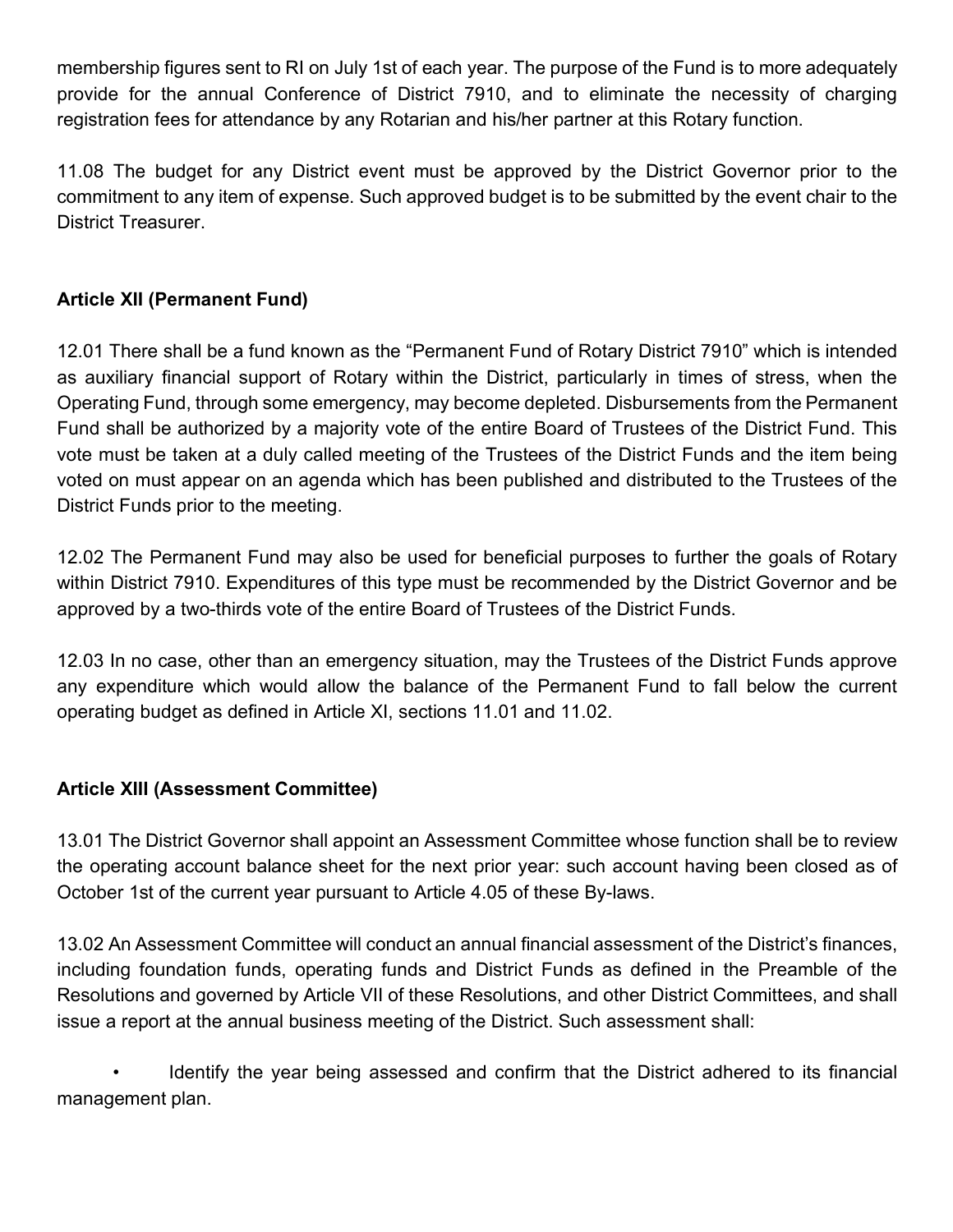membership figures sent to RI on July 1st of each year. The purpose of the Fund is to more adequately provide for the annual Conference of District 7910, and to eliminate the necessity of charging registration fees for attendance by any Rotarian and his/her partner at this Rotary function.

11.08 The budget for any District event must be approved by the District Governor prior to the commitment to any item of expense. Such approved budget is to be submitted by the event chair to the District Treasurer.

## Article XII (Permanent Fund)

12.01 There shall be a fund known as the "Permanent Fund of Rotary District 7910" which is intended as auxiliary financial support of Rotary within the District, particularly in times of stress, when the Operating Fund, through some emergency, may become depleted. Disbursements from the Permanent Fund shall be authorized by a majority vote of the entire Board of Trustees of the District Fund. This vote must be taken at a duly called meeting of the Trustees of the District Funds and the item being voted on must appear on an agenda which has been published and distributed to the Trustees of the District Funds prior to the meeting.

12.02 The Permanent Fund may also be used for beneficial purposes to further the goals of Rotary within District 7910. Expenditures of this type must be recommended by the District Governor and be approved by a two-thirds vote of the entire Board of Trustees of the District Funds.

12.03 In no case, other than an emergency situation, may the Trustees of the District Funds approve any expenditure which would allow the balance of the Permanent Fund to fall below the current operating budget as defined in Article XI, sections 11.01 and 11.02.

## Article XIII (Assessment Committee)

13.01 The District Governor shall appoint an Assessment Committee whose function shall be to review the operating account balance sheet for the next prior year: such account having been closed as of October 1st of the current year pursuant to Article 4.05 of these By-laws.

13.02 An Assessment Committee will conduct an annual financial assessment of the District's finances, including foundation funds, operating funds and District Funds as defined in the Preamble of the Resolutions and governed by Article VII of these Resolutions, and other District Committees, and shall issue a report at the annual business meeting of the District. Such assessment shall:

- Identify the year being assessed and confirm that the District adhered to its financial management plan.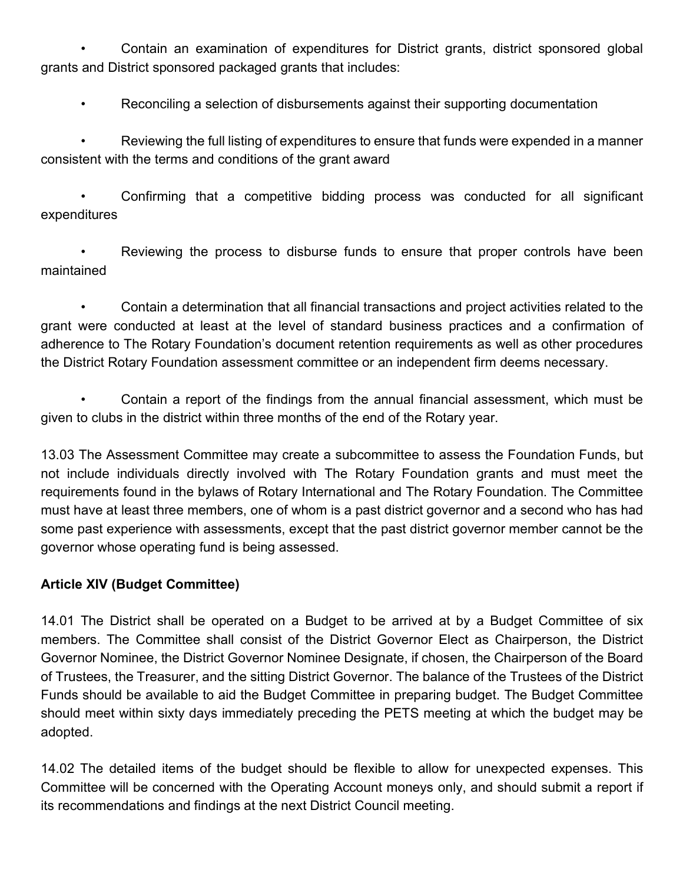- Contain an examination of expenditures for District grants, district sponsored global grants and District sponsored packaged grants that includes:

  - Reconciling a selection of disbursements against their supporting documentation

  - Reviewing the full listing of expenditures to ensure that funds were expended in a manner consistent with the terms and conditions of the grant award

  - Confirming that a competitive bidding process was conducted for all significant expenditures

  - Reviewing the process to disburse funds to ensure that proper controls have been maintained

- Contain a determination that all financial transactions and project activities related to the grant were conducted at least at the level of standard business practices and a confirmation of adherence to The Rotary Foundation's document retention requirements as well as other procedures the District Rotary Foundation assessment committee or an independent firm deems necessary.

- Contain a report of the findings from the annual financial assessment, which must be given to clubs in the district within three months of the end of the Rotary year.

13.03 The Assessment Committee may create a subcommittee to assess the Foundation Funds, but not include individuals directly involved with The Rotary Foundation grants and must meet the requirements found in the bylaws of Rotary International and The Rotary Foundation. The Committee must have at least three members, one of whom is a past district governor and a second who has had some past experience with assessments, except that the past district governor member cannot be the governor whose operating fund is being assessed.

**Article XIV (Budget Committee)**

14.01 The District shall be operated on a Budget to be arrived at by a Budget Committee of six members. The Committee shall consist of the District Governor Elect as Chairperson, the District Governor Nominee, the District Governor Nominee Designate, if chosen, the Chairperson of the Board of Trustees, the Treasurer, and the sitting District Governor. The balance of the Trustees of the District Funds should be available to aid the Budget Committee in preparing budget. The Budget Committee should meet within sixty days immediately preceding the PETS meeting at which the budget may be adopted.

14.02 The detailed items of the budget should be flexible to allow for unexpected expenses. This Committee will be concerned with the Operating Account moneys only, and should submit a report if its recommendations and findings at the next District Council meeting.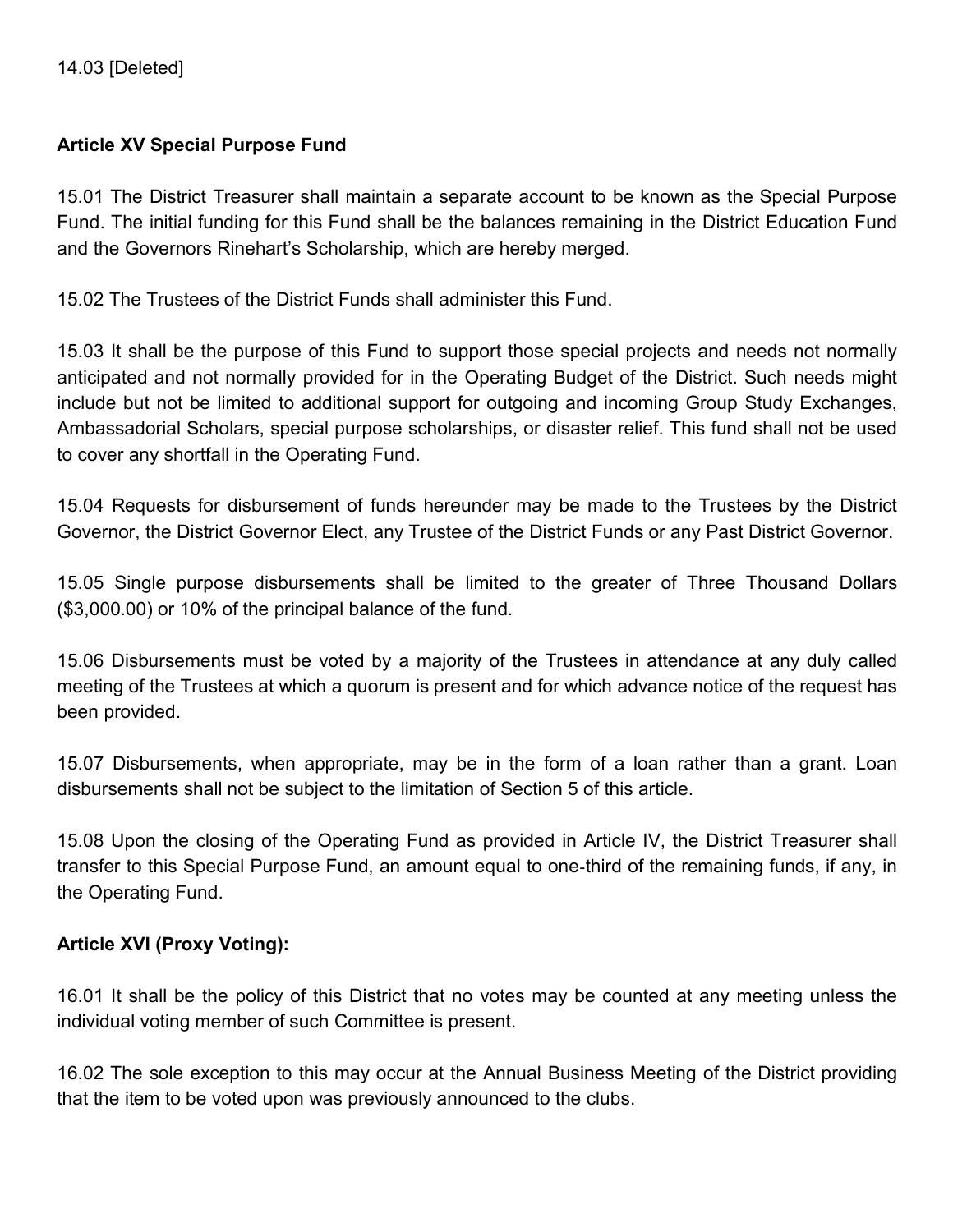14.03 [Deleted]

**Article XV Special Purpose Fund**

15.01 The District Treasurer shall maintain a separate account to be known as the Special Purpose Fund. The initial funding for this Fund shall be the balances remaining in the District Education Fund and the Governors Rinehart's Scholarship, which are hereby merged.

15.02 The Trustees of the District Funds shall administer this Fund.

15.03 It shall be the purpose of this Fund to support those special projects and needs not normally anticipated and not normally provided for in the Operating Budget of the District. Such needs might include but not be limited to additional support for outgoing and incoming Group Study Exchanges, Ambassadorial Scholars, special purpose scholarships, or disaster relief. This fund shall not be used to cover any shortfall in the Operating Fund.

15.04 Requests for disbursement of funds hereunder may be made to the Trustees by the District Governor, the District Governor Elect, any Trustee of the District Funds or any Past District Governor.

15.05 Single purpose disbursements shall be limited to the greater of Three Thousand Dollars ($3,000.00) or 10% of the principal balance of the fund.

15.06 Disbursements must be voted by a majority of the Trustees in attendance at any duly called meeting of the Trustees at which a quorum is present and for which advance notice of the request has been provided.

15.07 Disbursements, when appropriate, may be in the form of a loan rather than a grant. Loan disbursements shall not be subject to the limitation of Section 5 of this article.

15.08 Upon the closing of the Operating Fund as provided in Article IV, the District Treasurer shall transfer to this Special Purpose Fund, an amount equal to one-third of the remaining funds, if any, in the Operating Fund.

**Article XVI (Proxy Voting):**

16.01 It shall be the policy of this District that no votes may be counted at any meeting unless the individual voting member of such Committee is present.

16.02 The sole exception to this may occur at the Annual Business Meeting of the District providing that the item to be voted upon was previously announced to the clubs.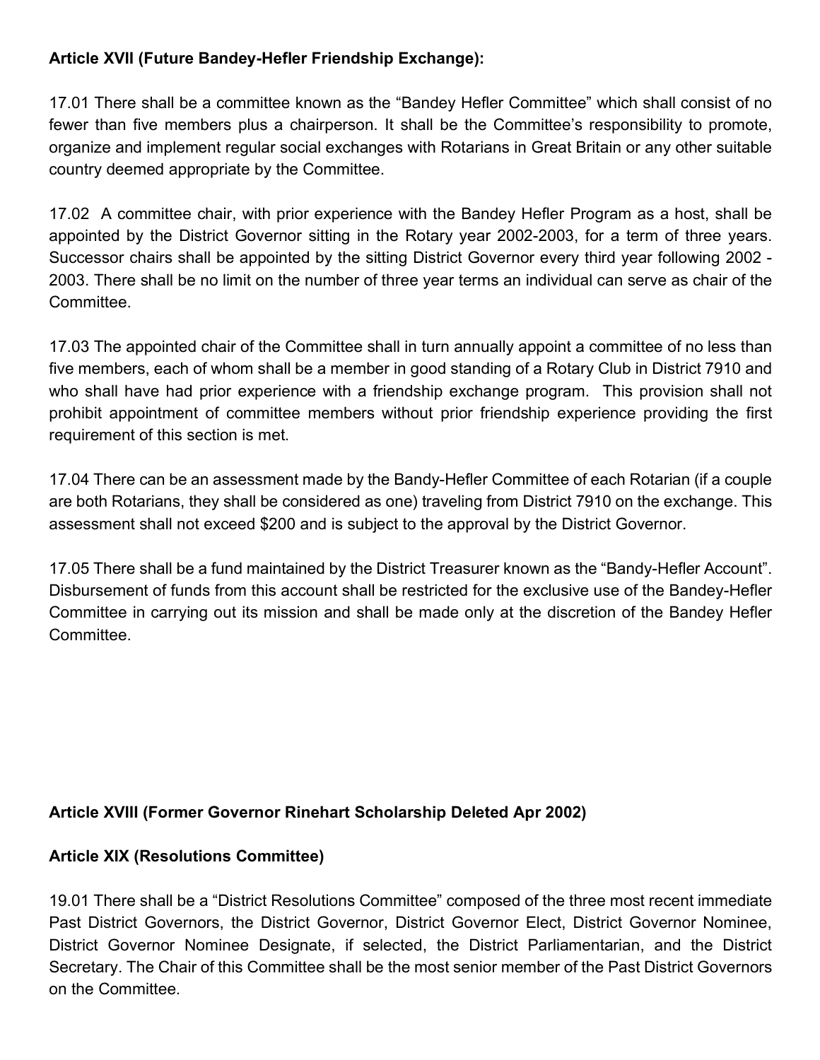**Article XVII (Future Bandey-Hefler Friendship Exchange):**

17.01 There shall be a committee known as the "Bandey Hefler Committee" which shall consist of no fewer than five members plus a chairperson. It shall be the Committee's responsibility to promote, organize and implement regular social exchanges with Rotarians in Great Britain or any other suitable country deemed appropriate by the Committee.

17.02 A committee chair, with prior experience with the Bandey Hefler Program as a host, shall be appointed by the District Governor sitting in the Rotary year 2002-2003, for a term of three years. Successor chairs shall be appointed by the sitting District Governor every third year following 2002 - 2003. There shall be no limit on the number of three year terms an individual can serve as chair of the Committee.

17.03 The appointed chair of the Committee shall in turn annually appoint a committee of no less than five members, each of whom shall be a member in good standing of a Rotary Club in District 7910 and who shall have had prior experience with a friendship exchange program. This provision shall not prohibit appointment of committee members without prior friendship experience providing the first requirement of this section is met.

17.04 There can be an assessment made by the Bandy-Hefler Committee of each Rotarian (if a couple are both Rotarians, they shall be considered as one) traveling from District 7910 on the exchange. This assessment shall not exceed $200 and is subject to the approval by the District Governor.

17.05 There shall be a fund maintained by the District Treasurer known as the "Bandy-Hefler Account". Disbursement of funds from this account shall be restricted for the exclusive use of the Bandey-Hefler Committee in carrying out its mission and shall be made only at the discretion of the Bandey Hefler Committee.

**Article XVIII (Former Governor Rinehart Scholarship Deleted Apr 2002)**

**Article XIX (Resolutions Committee)**

19.01 There shall be a "District Resolutions Committee" composed of the three most recent immediate Past District Governors, the District Governor, District Governor Elect, District Governor Nominee, District Governor Nominee Designate, if selected, the District Parliamentarian, and the District Secretary. The Chair of this Committee shall be the most senior member of the Past District Governors on the Committee.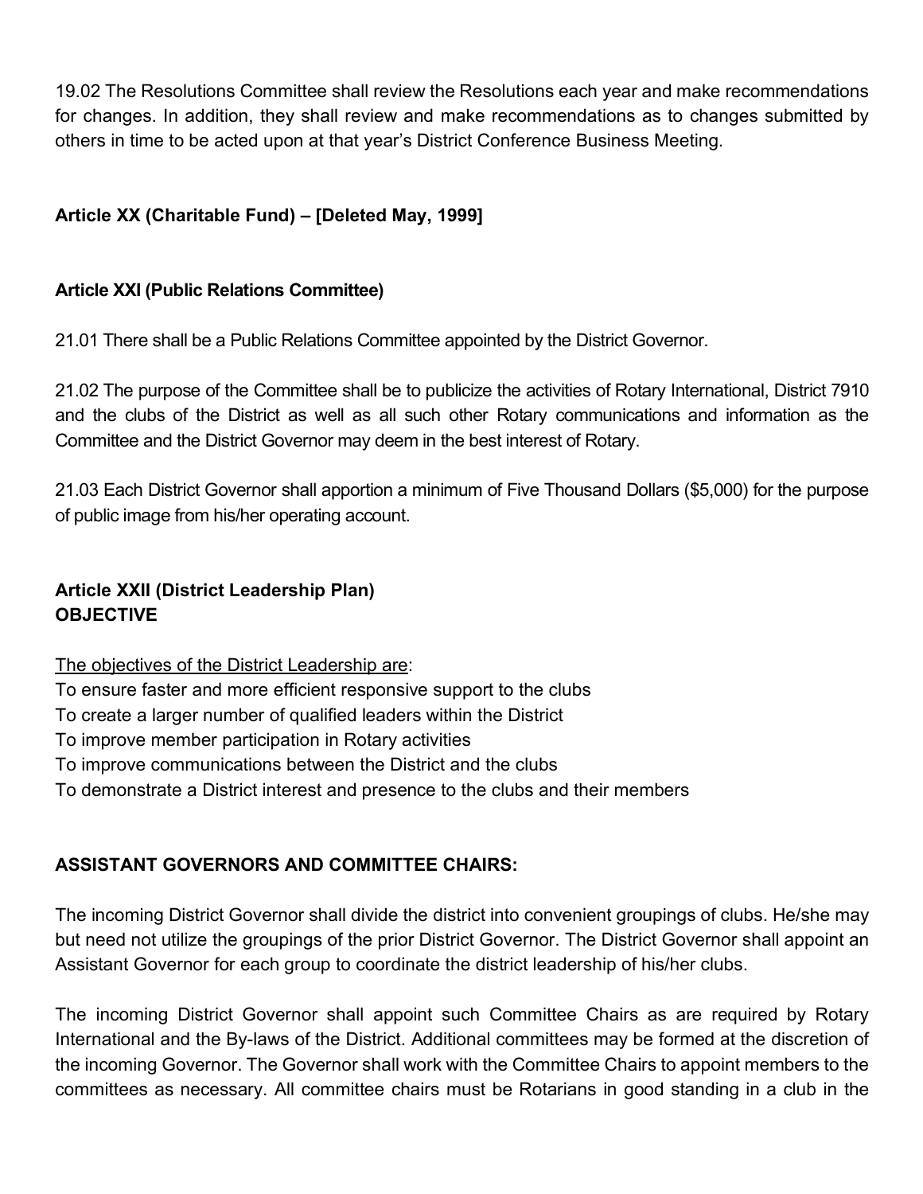19.02 The Resolutions Committee shall review the Resolutions each year and make recommendations for changes. In addition, they shall review and make recommendations as to changes submitted by others in time to be acted upon at that year's District Conference Business Meeting.

**Article XX (Charitable Fund) – [Deleted May, 1999]**

**Article XXI (Public Relations Committee)**

21.01 There shall be a Public Relations Committee appointed by the District Governor.

21.02 The purpose of the Committee shall be to publicize the activities of Rotary International, District 7910 and the clubs of the District as well as all such other Rotary communications and information as the Committee and the District Governor may deem in the best interest of Rotary.

21.03 Each District Governor shall apportion a minimum of Five Thousand Dollars ($5,000) for the purpose of public image from his/her operating account.

**Article XXII (District Leadership Plan)**
**OBJECTIVE**

<u>The objectives of the District Leadership are</u>:
To ensure faster and more efficient responsive support to the clubs
To create a larger number of qualified leaders within the District
To improve member participation in Rotary activities
To improve communications between the District and the clubs
To demonstrate a District interest and presence to the clubs and their members

**ASSISTANT GOVERNORS AND COMMITTEE CHAIRS:**

The incoming District Governor shall divide the district into convenient groupings of clubs. He/she may but need not utilize the groupings of the prior District Governor. The District Governor shall appoint an Assistant Governor for each group to coordinate the district leadership of his/her clubs.

The incoming District Governor shall appoint such Committee Chairs as are required by Rotary International and the By-laws of the District. Additional committees may be formed at the discretion of the incoming Governor. The Governor shall work with the Committee Chairs to appoint members to the committees as necessary. All committee chairs must be Rotarians in good standing in a club in the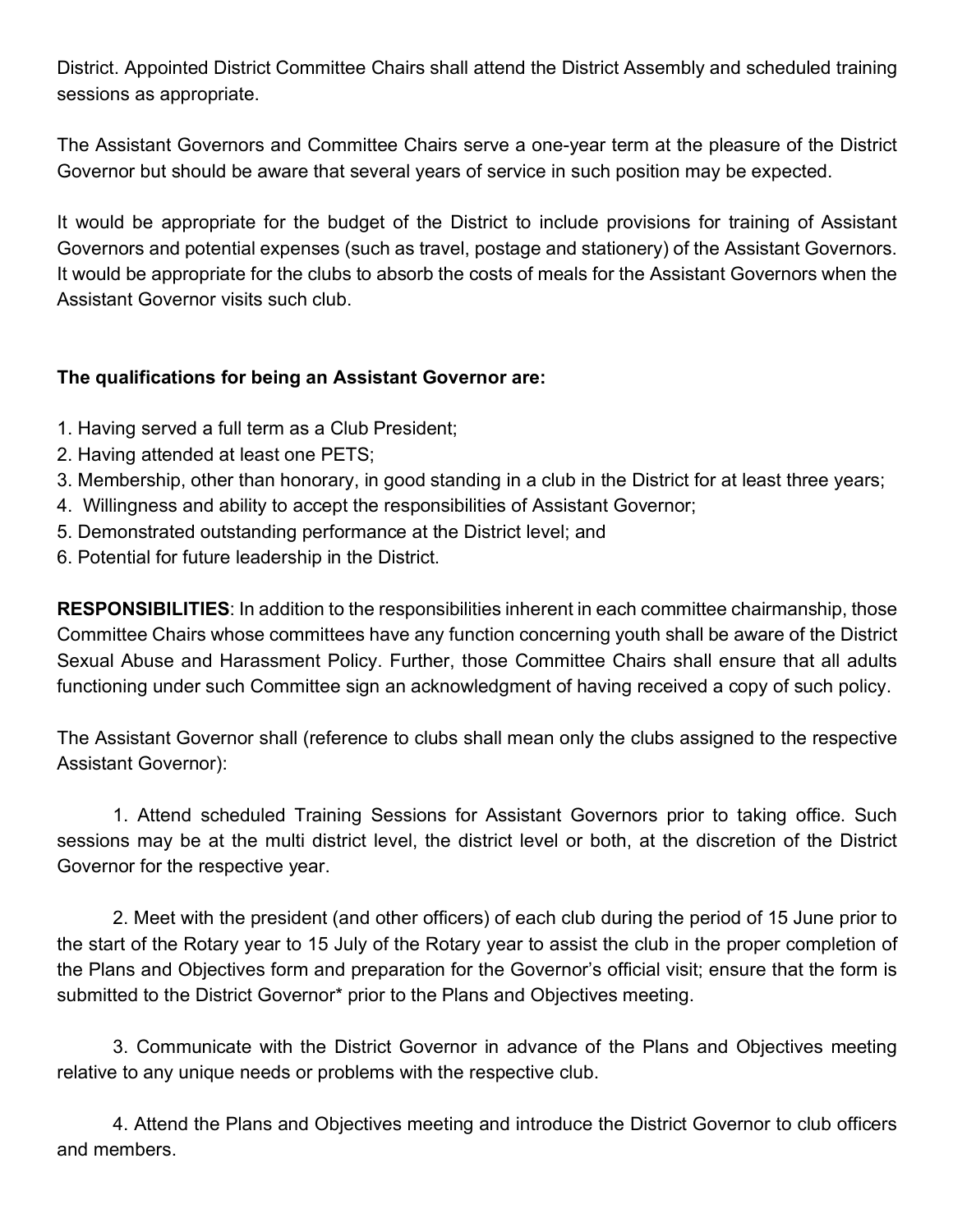District. Appointed District Committee Chairs shall attend the District Assembly and scheduled training sessions as appropriate.

The Assistant Governors and Committee Chairs serve a one-year term at the pleasure of the District Governor but should be aware that several years of service in such position may be expected.

It would be appropriate for the budget of the District to include provisions for training of Assistant Governors and potential expenses (such as travel, postage and stationery) of the Assistant Governors. It would be appropriate for the clubs to absorb the costs of meals for the Assistant Governors when the Assistant Governor visits such club.

**The qualifications for being an Assistant Governor are:**

1. Having served a full term as a Club President;
2. Having attended at least one PETS;
3. Membership, other than honorary, in good standing in a club in the District for at least three years;
4. Willingness and ability to accept the responsibilities of Assistant Governor;
5. Demonstrated outstanding performance at the District level; and
6. Potential for future leadership in the District.

**RESPONSIBILITIES**: In addition to the responsibilities inherent in each committee chairmanship, those Committee Chairs whose committees have any function concerning youth shall be aware of the District Sexual Abuse and Harassment Policy. Further, those Committee Chairs shall ensure that all adults functioning under such Committee sign an acknowledgment of having received a copy of such policy.

The Assistant Governor shall (reference to clubs shall mean only the clubs assigned to the respective Assistant Governor):

1. Attend scheduled Training Sessions for Assistant Governors prior to taking office. Such sessions may be at the multi district level, the district level or both, at the discretion of the District Governor for the respective year.

2. Meet with the president (and other officers) of each club during the period of 15 June prior to the start of the Rotary year to 15 July of the Rotary year to assist the club in the proper completion of the Plans and Objectives form and preparation for the Governor's official visit; ensure that the form is submitted to the District Governor* prior to the Plans and Objectives meeting.

3. Communicate with the District Governor in advance of the Plans and Objectives meeting relative to any unique needs or problems with the respective club.

4. Attend the Plans and Objectives meeting and introduce the District Governor to club officers and members.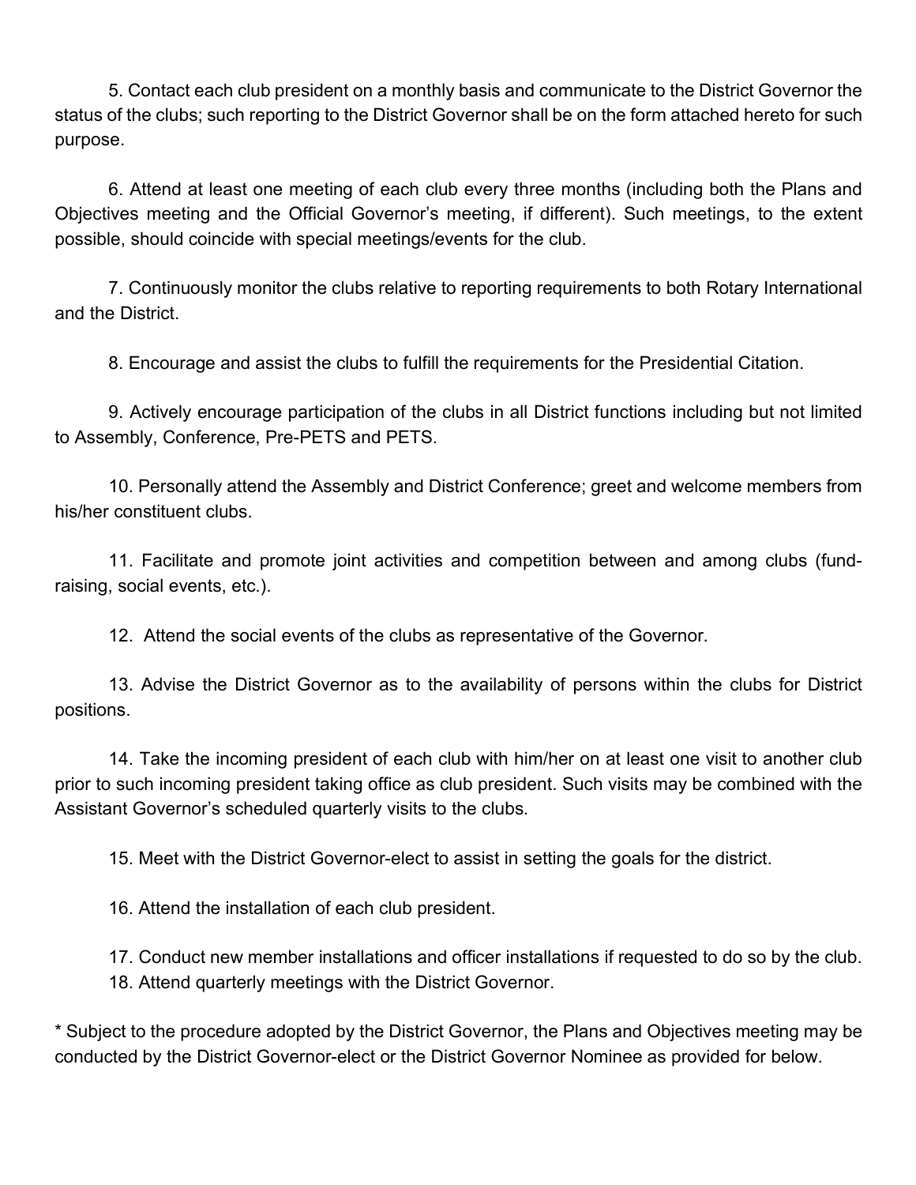5. Contact each club president on a monthly basis and communicate to the District Governor the status of the clubs; such reporting to the District Governor shall be on the form attached hereto for such purpose.

6. Attend at least one meeting of each club every three months (including both the Plans and Objectives meeting and the Official Governor's meeting, if different). Such meetings, to the extent possible, should coincide with special meetings/events for the club.

7. Continuously monitor the clubs relative to reporting requirements to both Rotary International and the District.

8. Encourage and assist the clubs to fulfill the requirements for the Presidential Citation.

9. Actively encourage participation of the clubs in all District functions including but not limited to Assembly, Conference, Pre-PETS and PETS.

10. Personally attend the Assembly and District Conference; greet and welcome members from his/her constituent clubs.

11. Facilitate and promote joint activities and competition between and among clubs (fund-raising, social events, etc.).

12. Attend the social events of the clubs as representative of the Governor.

13. Advise the District Governor as to the availability of persons within the clubs for District positions.

14. Take the incoming president of each club with him/her on at least one visit to another club prior to such incoming president taking office as club president. Such visits may be combined with the Assistant Governor's scheduled quarterly visits to the clubs.

15. Meet with the District Governor-elect to assist in setting the goals for the district.

16. Attend the installation of each club president.

17. Conduct new member installations and officer installations if requested to do so by the club.

18. Attend quarterly meetings with the District Governor.

* Subject to the procedure adopted by the District Governor, the Plans and Objectives meeting may be conducted by the District Governor-elect or the District Governor Nominee as provided for below.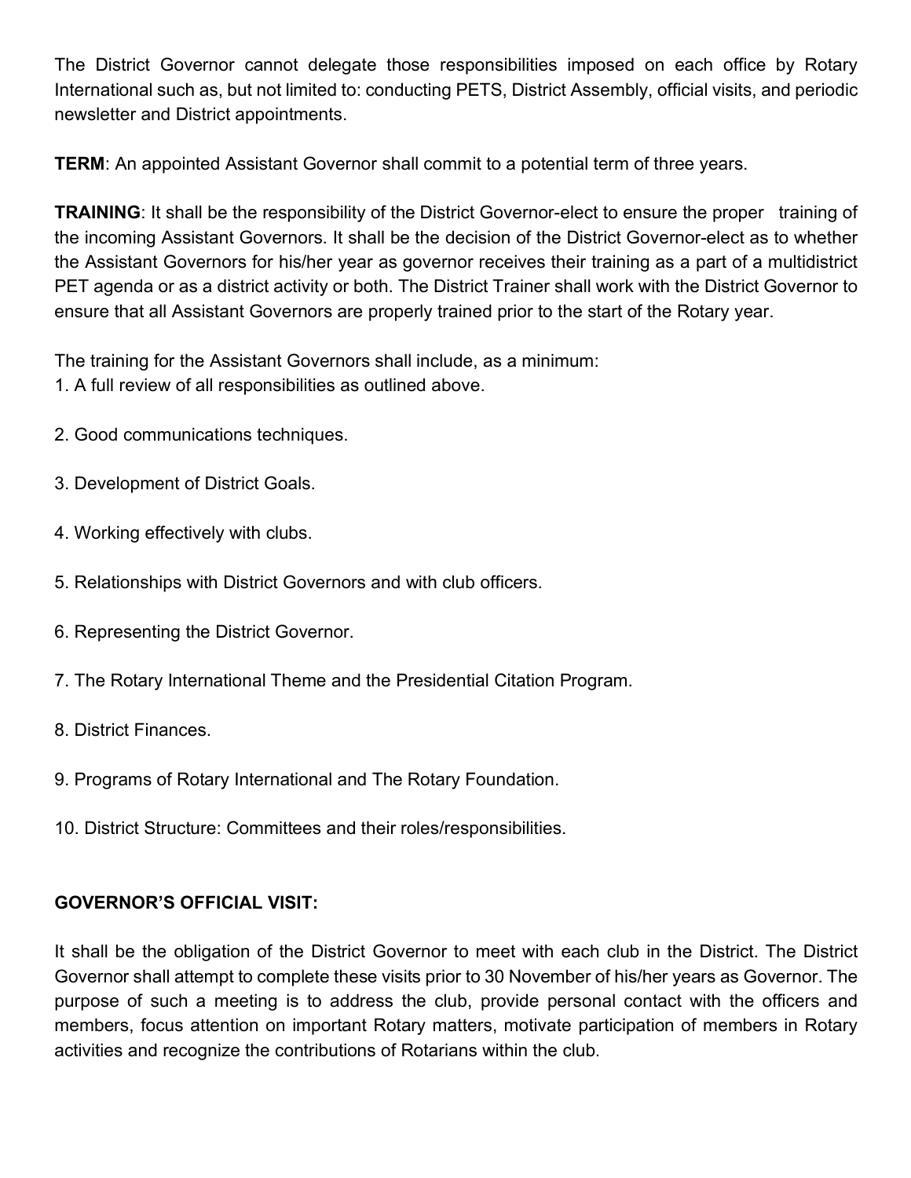The District Governor cannot delegate those responsibilities imposed on each office by Rotary International such as, but not limited to: conducting PETS, District Assembly, official visits, and periodic newsletter and District appointments.

**TERM**: An appointed Assistant Governor shall commit to a potential term of three years.

**TRAINING**: It shall be the responsibility of the District Governor-elect to ensure the proper training of the incoming Assistant Governors. It shall be the decision of the District Governor-elect as to whether the Assistant Governors for his/her year as governor receives their training as a part of a multidistrict PET agenda or as a district activity or both. The District Trainer shall work with the District Governor to ensure that all Assistant Governors are properly trained prior to the start of the Rotary year.

The training for the Assistant Governors shall include, as a minimum:

1. A full review of all responsibilities as outlined above.
2. Good communications techniques.
3. Development of District Goals.
4. Working effectively with clubs.
5. Relationships with District Governors and with club officers.
6. Representing the District Governor.
7. The Rotary International Theme and the Presidential Citation Program.
8. District Finances.
9. Programs of Rotary International and The Rotary Foundation.
10. District Structure: Committees and their roles/responsibilities.

**GOVERNOR'S OFFICIAL VISIT:**

It shall be the obligation of the District Governor to meet with each club in the District. The District Governor shall attempt to complete these visits prior to 30 November of his/her years as Governor. The purpose of such a meeting is to address the club, provide personal contact with the officers and members, focus attention on important Rotary matters, motivate participation of members in Rotary activities and recognize the contributions of Rotarians within the club.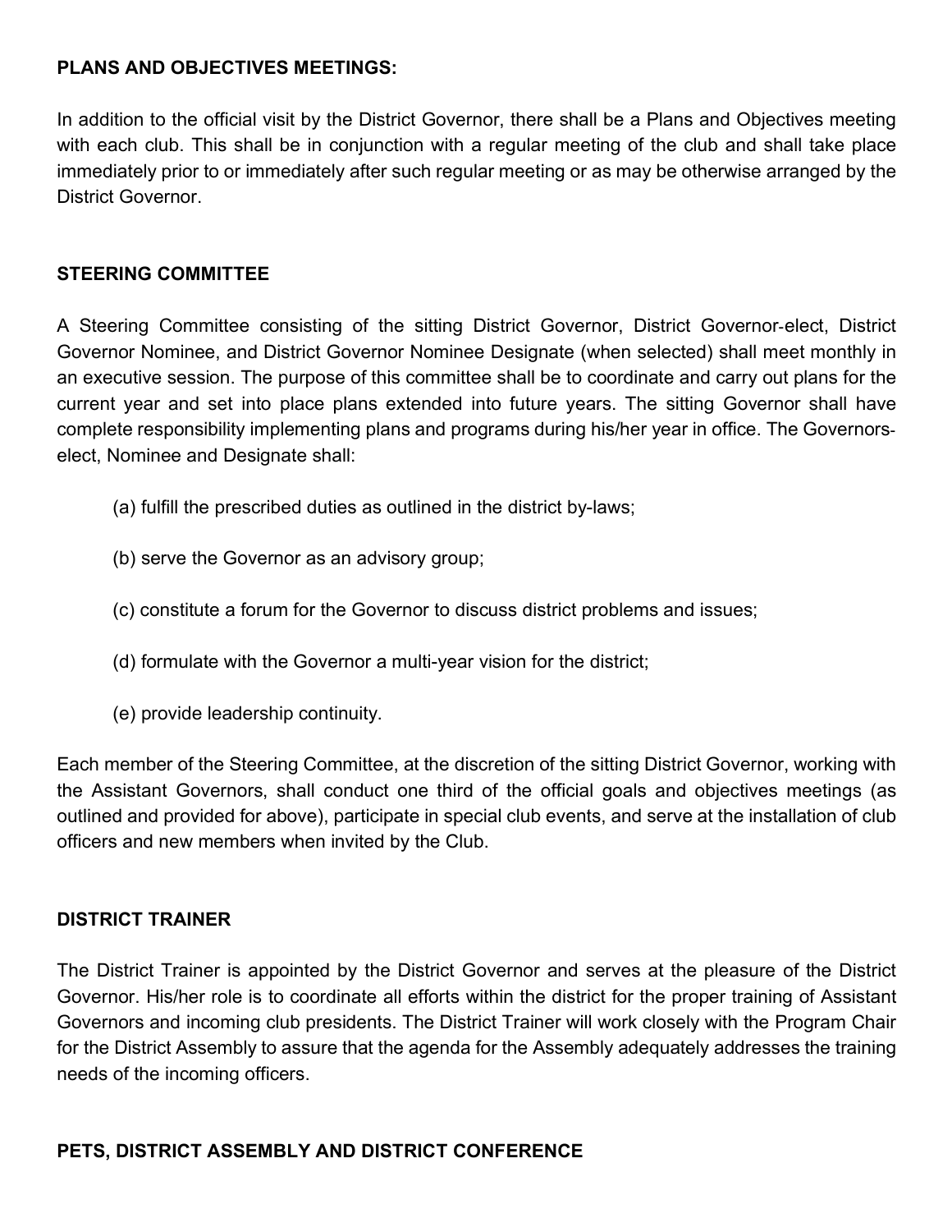**PLANS AND OBJECTIVES MEETINGS:**

In addition to the official visit by the District Governor, there shall be a Plans and Objectives meeting with each club. This shall be in conjunction with a regular meeting of the club and shall take place immediately prior to or immediately after such regular meeting or as may be otherwise arranged by the District Governor.

**STEERING COMMITTEE**

A Steering Committee consisting of the sitting District Governor, District Governor-elect, District Governor Nominee, and District Governor Nominee Designate (when selected) shall meet monthly in an executive session. The purpose of this committee shall be to coordinate and carry out plans for the current year and set into place plans extended into future years. The sitting Governor shall have complete responsibility implementing plans and programs during his/her year in office. The Governors-elect, Nominee and Designate shall:

(a) fulfill the prescribed duties as outlined in the district by-laws;

(b) serve the Governor as an advisory group;

(c) constitute a forum for the Governor to discuss district problems and issues;

(d) formulate with the Governor a multi-year vision for the district;

(e) provide leadership continuity.

Each member of the Steering Committee, at the discretion of the sitting District Governor, working with the Assistant Governors, shall conduct one third of the official goals and objectives meetings (as outlined and provided for above), participate in special club events, and serve at the installation of club officers and new members when invited by the Club.

**DISTRICT TRAINER**

The District Trainer is appointed by the District Governor and serves at the pleasure of the District Governor. His/her role is to coordinate all efforts within the district for the proper training of Assistant Governors and incoming club presidents. The District Trainer will work closely with the Program Chair for the District Assembly to assure that the agenda for the Assembly adequately addresses the training needs of the incoming officers.

**PETS, DISTRICT ASSEMBLY AND DISTRICT CONFERENCE**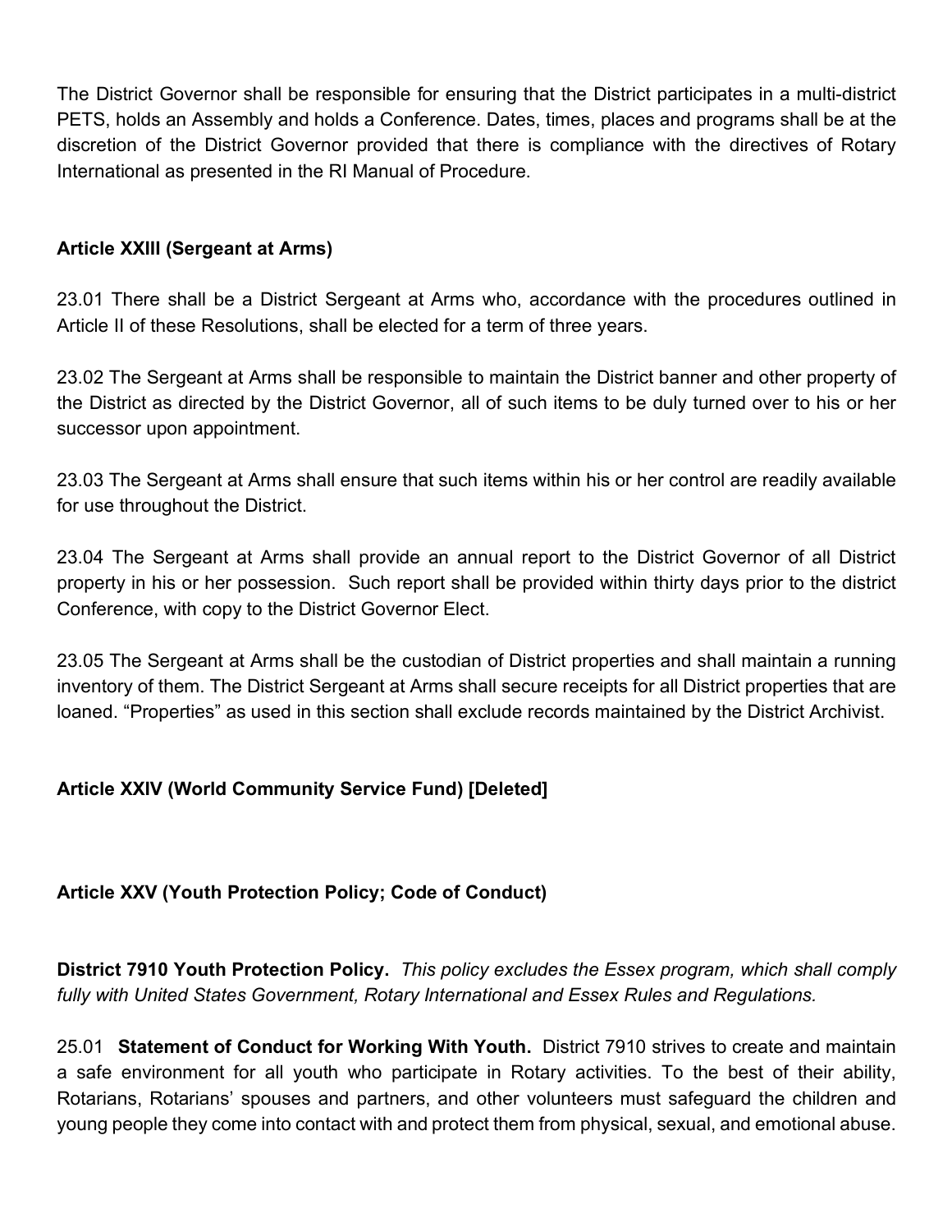The District Governor shall be responsible for ensuring that the District participates in a multi-district PETS, holds an Assembly and holds a Conference. Dates, times, places and programs shall be at the discretion of the District Governor provided that there is compliance with the directives of Rotary International as presented in the RI Manual of Procedure.

**Article XXIII (Sergeant at Arms)**

23.01 There shall be a District Sergeant at Arms who, accordance with the procedures outlined in Article II of these Resolutions, shall be elected for a term of three years.

23.02 The Sergeant at Arms shall be responsible to maintain the District banner and other property of the District as directed by the District Governor, all of such items to be duly turned over to his or her successor upon appointment.

23.03 The Sergeant at Arms shall ensure that such items within his or her control are readily available for use throughout the District.

23.04 The Sergeant at Arms shall provide an annual report to the District Governor of all District property in his or her possession. Such report shall be provided within thirty days prior to the district Conference, with copy to the District Governor Elect.

23.05 The Sergeant at Arms shall be the custodian of District properties and shall maintain a running inventory of them. The District Sergeant at Arms shall secure receipts for all District properties that are loaned. “Properties” as used in this section shall exclude records maintained by the District Archivist.

**Article XXIV (World Community Service Fund) [Deleted]**

**Article XXV (Youth Protection Policy; Code of Conduct)**

**District 7910 Youth Protection Policy.** *This policy excludes the Essex program, which shall comply fully with United States Government, Rotary International and Essex Rules and Regulations.*

25.01 **Statement of Conduct for Working With Youth.** District 7910 strives to create and maintain a safe environment for all youth who participate in Rotary activities. To the best of their ability, Rotarians, Rotarians’ spouses and partners, and other volunteers must safeguard the children and young people they come into contact with and protect them from physical, sexual, and emotional abuse.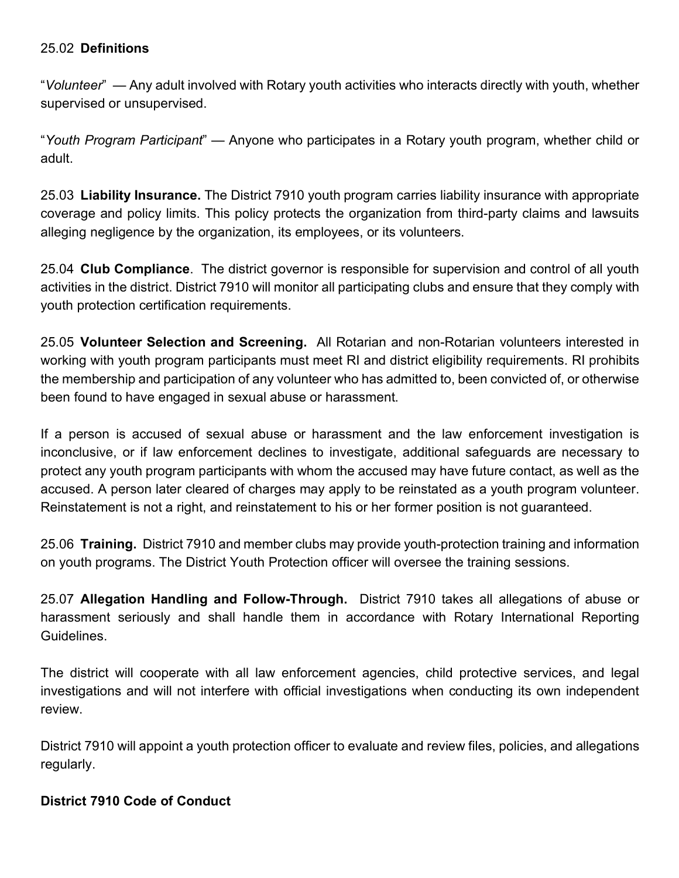25.02 **Definitions**

"*Volunteer*" — Any adult involved with Rotary youth activities who interacts directly with youth, whether supervised or unsupervised.

"*Youth Program Participant*" — Anyone who participates in a Rotary youth program, whether child or adult.

25.03 **Liability Insurance.** The District 7910 youth program carries liability insurance with appropriate coverage and policy limits. This policy protects the organization from third-party claims and lawsuits alleging negligence by the organization, its employees, or its volunteers.

25.04 **Club Compliance**. The district governor is responsible for supervision and control of all youth activities in the district. District 7910 will monitor all participating clubs and ensure that they comply with youth protection certification requirements.

25.05 **Volunteer Selection and Screening.** All Rotarian and non-Rotarian volunteers interested in working with youth program participants must meet RI and district eligibility requirements. RI prohibits the membership and participation of any volunteer who has admitted to, been convicted of, or otherwise been found to have engaged in sexual abuse or harassment.

If a person is accused of sexual abuse or harassment and the law enforcement investigation is inconclusive, or if law enforcement declines to investigate, additional safeguards are necessary to protect any youth program participants with whom the accused may have future contact, as well as the accused. A person later cleared of charges may apply to be reinstated as a youth program volunteer. Reinstatement is not a right, and reinstatement to his or her former position is not guaranteed.

25.06 **Training.** District 7910 and member clubs may provide youth-protection training and information on youth programs. The District Youth Protection officer will oversee the training sessions.

25.07 **Allegation Handling and Follow-Through.** District 7910 takes all allegations of abuse or harassment seriously and shall handle them in accordance with Rotary International Reporting Guidelines.

The district will cooperate with all law enforcement agencies, child protective services, and legal investigations and will not interfere with official investigations when conducting its own independent review.

District 7910 will appoint a youth protection officer to evaluate and review files, policies, and allegations regularly.

**District 7910 Code of Conduct**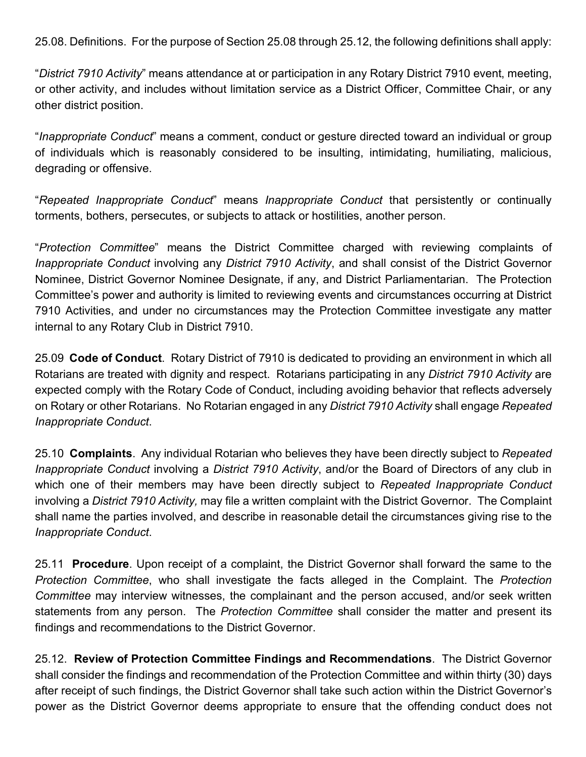25.08. Definitions. For the purpose of Section 25.08 through 25.12, the following definitions shall apply:

"*District 7910 Activity*" means attendance at or participation in any Rotary District 7910 event, meeting, or other activity, and includes without limitation service as a District Officer, Committee Chair, or any other district position.

"*Inappropriate Conduct*" means a comment, conduct or gesture directed toward an individual or group of individuals which is reasonably considered to be insulting, intimidating, humiliating, malicious, degrading or offensive.

"*Repeated Inappropriate Conduct*" means *Inappropriate Conduct* that persistently or continually torments, bothers, persecutes, or subjects to attack or hostilities, another person.

"*Protection Committee*" means the District Committee charged with reviewing complaints of *Inappropriate Conduct* involving any *District 7910 Activity*, and shall consist of the District Governor Nominee, District Governor Nominee Designate, if any, and District Parliamentarian. The Protection Committee's power and authority is limited to reviewing events and circumstances occurring at District 7910 Activities, and under no circumstances may the Protection Committee investigate any matter internal to any Rotary Club in District 7910.

25.09 **Code of Conduct**. Rotary District of 7910 is dedicated to providing an environment in which all Rotarians are treated with dignity and respect. Rotarians participating in any *District 7910 Activity* are expected comply with the Rotary Code of Conduct, including avoiding behavior that reflects adversely on Rotary or other Rotarians. No Rotarian engaged in any *District 7910 Activity* shall engage *Repeated Inappropriate Conduct*.

25.10 **Complaints**. Any individual Rotarian who believes they have been directly subject to *Repeated Inappropriate Conduct* involving a *District 7910 Activity*, and/or the Board of Directors of any club in which one of their members may have been directly subject to *Repeated Inappropriate Conduct* involving a *District 7910 Activity,* may file a written complaint with the District Governor. The Complaint shall name the parties involved, and describe in reasonable detail the circumstances giving rise to the *Inappropriate Conduct*.

25.11 **Procedure**. Upon receipt of a complaint, the District Governor shall forward the same to the *Protection Committee*, who shall investigate the facts alleged in the Complaint. The *Protection Committee* may interview witnesses, the complainant and the person accused, and/or seek written statements from any person. The *Protection Committee* shall consider the matter and present its findings and recommendations to the District Governor.

25.12. **Review of Protection Committee Findings and Recommendations**. The District Governor shall consider the findings and recommendation of the Protection Committee and within thirty (30) days after receipt of such findings, the District Governor shall take such action within the District Governor's power as the District Governor deems appropriate to ensure that the offending conduct does not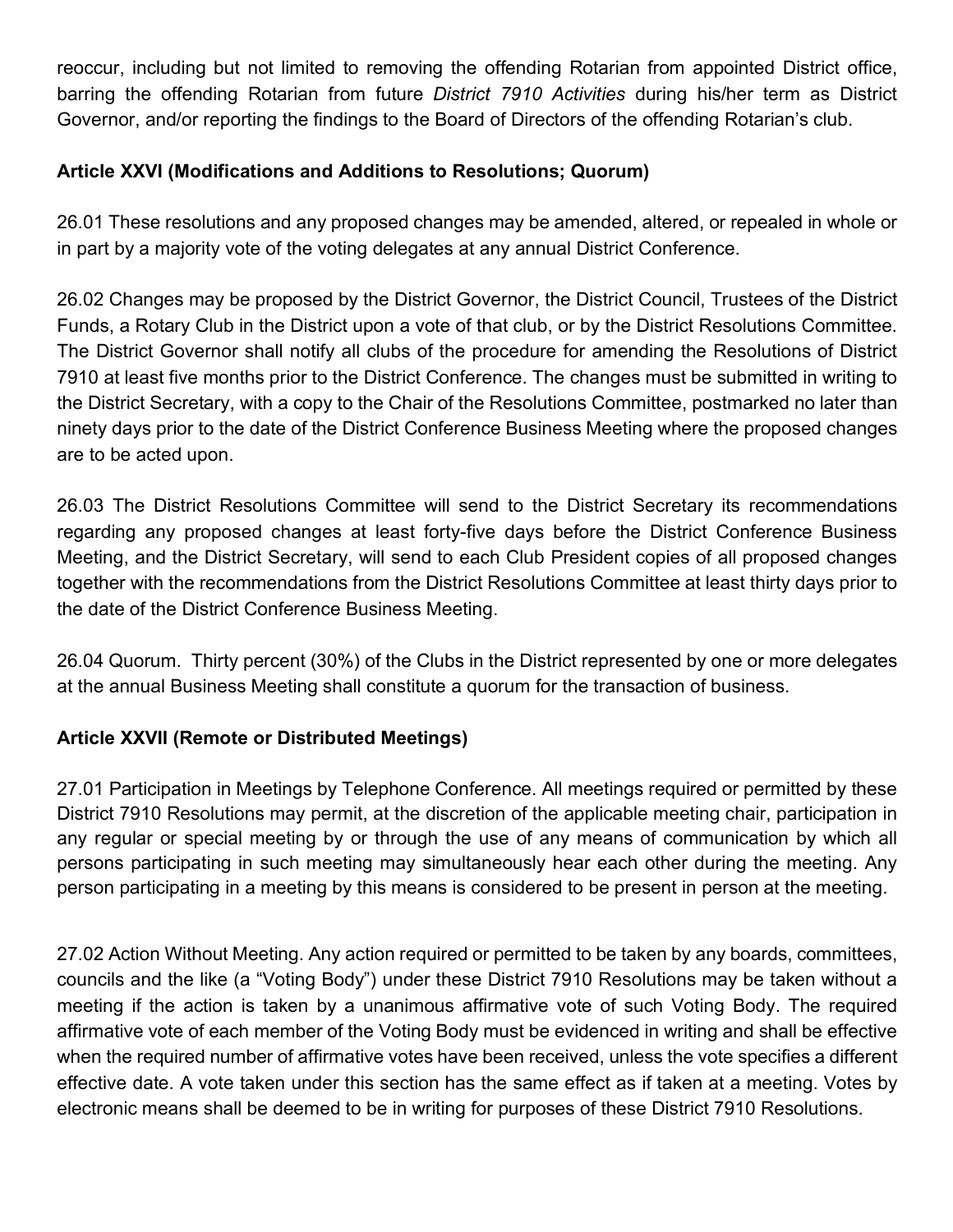reoccur, including but not limited to removing the offending Rotarian from appointed District office, barring the offending Rotarian from future *District 7910 Activities* during his/her term as District Governor, and/or reporting the findings to the Board of Directors of the offending Rotarian's club.

**Article XXVI (Modifications and Additions to Resolutions; Quorum)**

26.01 These resolutions and any proposed changes may be amended, altered, or repealed in whole or in part by a majority vote of the voting delegates at any annual District Conference.

26.02 Changes may be proposed by the District Governor, the District Council, Trustees of the District Funds, a Rotary Club in the District upon a vote of that club, or by the District Resolutions Committee. The District Governor shall notify all clubs of the procedure for amending the Resolutions of District 7910 at least five months prior to the District Conference. The changes must be submitted in writing to the District Secretary, with a copy to the Chair of the Resolutions Committee, postmarked no later than ninety days prior to the date of the District Conference Business Meeting where the proposed changes are to be acted upon.

26.03 The District Resolutions Committee will send to the District Secretary its recommendations regarding any proposed changes at least forty-five days before the District Conference Business Meeting, and the District Secretary, will send to each Club President copies of all proposed changes together with the recommendations from the District Resolutions Committee at least thirty days prior to the date of the District Conference Business Meeting.

26.04 Quorum. Thirty percent (30%) of the Clubs in the District represented by one or more delegates at the annual Business Meeting shall constitute a quorum for the transaction of business.

**Article XXVII (Remote or Distributed Meetings)**

27.01 Participation in Meetings by Telephone Conference. All meetings required or permitted by these District 7910 Resolutions may permit, at the discretion of the applicable meeting chair, participation in any regular or special meeting by or through the use of any means of communication by which all persons participating in such meeting may simultaneously hear each other during the meeting. Any person participating in a meeting by this means is considered to be present in person at the meeting.

27.02 Action Without Meeting. Any action required or permitted to be taken by any boards, committees, councils and the like (a "Voting Body") under these District 7910 Resolutions may be taken without a meeting if the action is taken by a unanimous affirmative vote of such Voting Body. The required affirmative vote of each member of the Voting Body must be evidenced in writing and shall be effective when the required number of affirmative votes have been received, unless the vote specifies a different effective date. A vote taken under this section has the same effect as if taken at a meeting. Votes by electronic means shall be deemed to be in writing for purposes of these District 7910 Resolutions.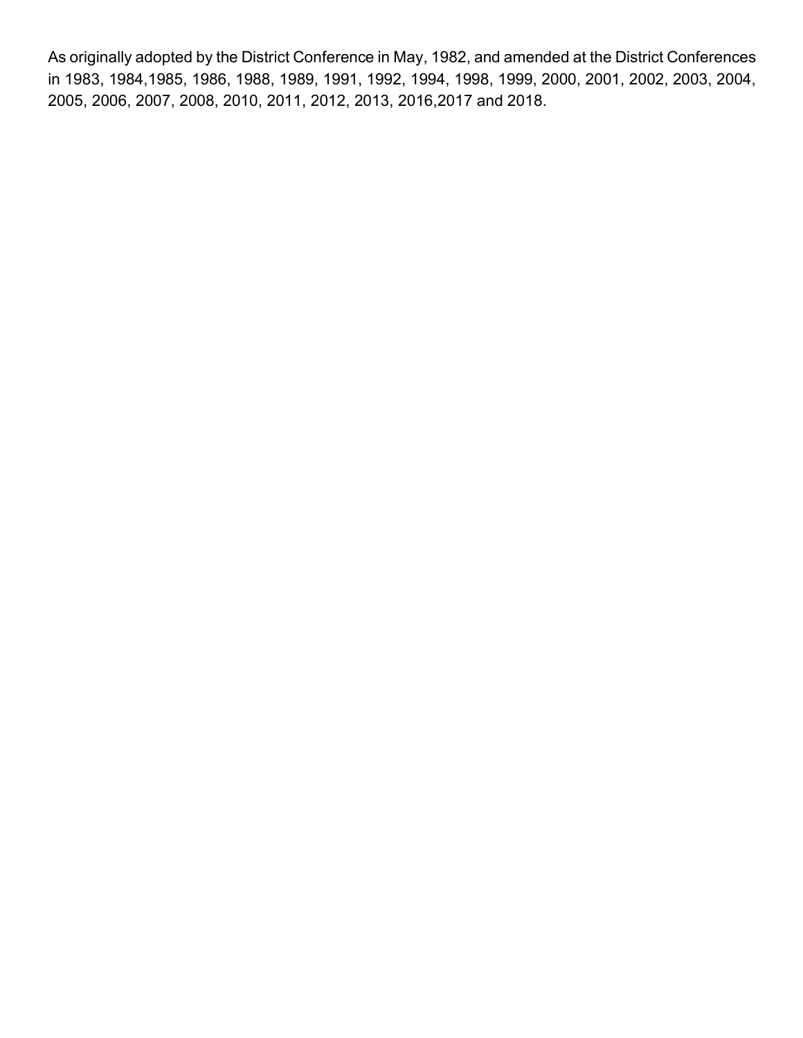As originally adopted by the District Conference in May, 1982, and amended at the District Conferences in 1983, 1984,1985, 1986, 1988, 1989, 1991, 1992, 1994, 1998, 1999, 2000, 2001, 2002, 2003, 2004, 2005, 2006, 2007, 2008, 2010, 2011, 2012, 2013, 2016,2017 and 2018.